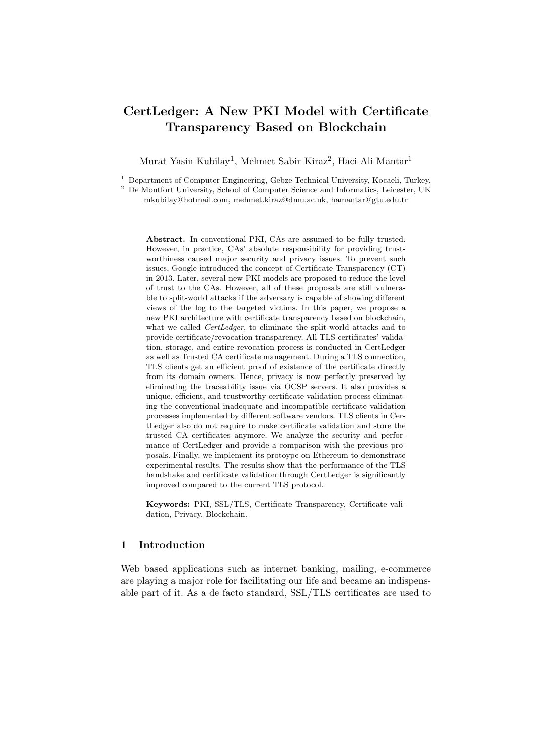# CertLedger: A New PKI Model with Certificate Transparency Based on Blockchain

Murat Yasin Kubilay[1], Mehmet Sabir Kiraz[2], Haci Ali Mantar[1]

[1] Department of Computer Engineering, Gebze Technical University, Kocaeli, Turkey,
[2] De Montfort University, School of Computer Science and Informatics, Leicester, UK
mkubilay@hotmail.com, mehmet.kiraz@dmu.ac.uk, hamantar@gtu.edu.tr

**Abstract.** In conventional PKI, CAs are assumed to be fully trusted. However, in practice, CAs' absolute responsibility for providing trustworthiness caused major security and privacy issues. To prevent such issues, Google introduced the concept of Certificate Transparency (CT) in 2013. Later, several new PKI models are proposed to reduce the level of trust to the CAs. However, all of these proposals are still vulnerable to split-world attacks if the adversary is capable of showing different views of the log to the targeted victims. In this paper, we propose a new PKI architecture with certificate transparency based on blockchain, what we called *CertLedger*, to eliminate the split-world attacks and to provide certificate/revocation transparency. All TLS certificates' validation, storage, and entire revocation process is conducted in CertLedger as well as Trusted CA certificate management. During a TLS connection, TLS clients get an efficient proof of existence of the certificate directly from its domain owners. Hence, privacy is now perfectly preserved by eliminating the traceability issue via OCSP servers. It also provides a unique, efficient, and trustworthy certificate validation process eliminating the conventional inadequate and incompatible certificate validation processes implemented by different software vendors. TLS clients in CertLedger also do not require to make certificate validation and store the trusted CA certificates anymore. We analyze the security and performance of CertLedger and provide a comparison with the previous proposals. Finally, we implement its protoype on Ethereum to demonstrate experimental results. The results show that the performance of the TLS handshake and certificate validation through CertLedger is significantly improved compared to the current TLS protocol.

**Keywords:** PKI, SSL/TLS, Certificate Transparency, Certificate validation, Privacy, Blockchain.

## 1 Introduction

Web based applications such as internet banking, mailing, e-commerce are playing a major role for facilitating our life and became an indispensable part of it. As a de facto standard, SSL/TLS certificates are used to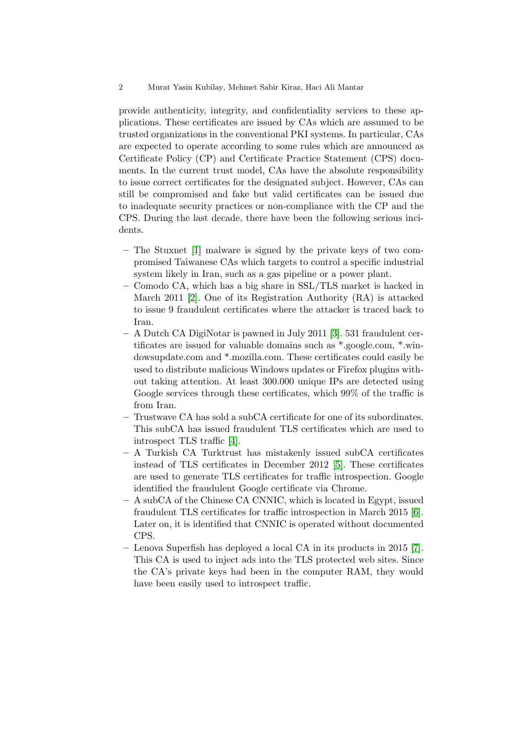provide authenticity, integrity, and confidentiality services to these applications. These certificates are issued by CAs which are assumed to be trusted organizations in the conventional PKI systems. In particular, CAs are expected to operate according to some rules which are announced as Certificate Policy (CP) and Certificate Practice Statement (CPS) documents. In the current trust model, CAs have the absolute responsibility to issue correct certificates for the designated subject. However, CAs can still be compromised and fake but valid certificates can be issued due to inadequate security practices or non-compliance with the CP and the CPS. During the last decade, there have been the following serious incidents.

- The Stuxnet [1] malware is signed by the private keys of two compromised Taiwanese CAs which targets to control a specific industrial system likely in Iran, such as a gas pipeline or a power plant.
- Comodo CA, which has a big share in SSL/TLS market is hacked in March 2011 [2]. One of its Registration Authority (RA) is attacked to issue 9 fraudulent certificates where the attacker is traced back to Iran.
- A Dutch CA DigiNotar is pawned in July 2011 [3]. 531 fraudulent certificates are issued for valuable domains such as *.google.com, *.windowsupdate.com and *.mozilla.com. These certificates could easily be used to distribute malicious Windows updates or Firefox plugins without taking attention. At least 300.000 unique IPs are detected using Google services through these certificates, which 99% of the traffic is from Iran.
- Trustwave CA has sold a subCA certificate for one of its subordinates. This subCA has issued fraudulent TLS certificates which are used to introspect TLS traffic [4].
- A Turkish CA Turktrust has mistakenly issued subCA certificates instead of TLS certificates in December 2012 [5]. These certificates are used to generate TLS certificates for traffic introspection. Google identified the fraudulent Google certificate via Chrome.
- A subCA of the Chinese CA CNNIC, which is located in Egypt, issued fraudulent TLS certificates for traffic introspection in March 2015 [6]. Later on, it is identified that CNNIC is operated without documented CPS.
- Lenova Superfish has deployed a local CA in its products in 2015 [7]. This CA is used to inject ads into the TLS protected web sites. Since the CA's private keys had been in the computer RAM, they would have been easily used to introspect traffic.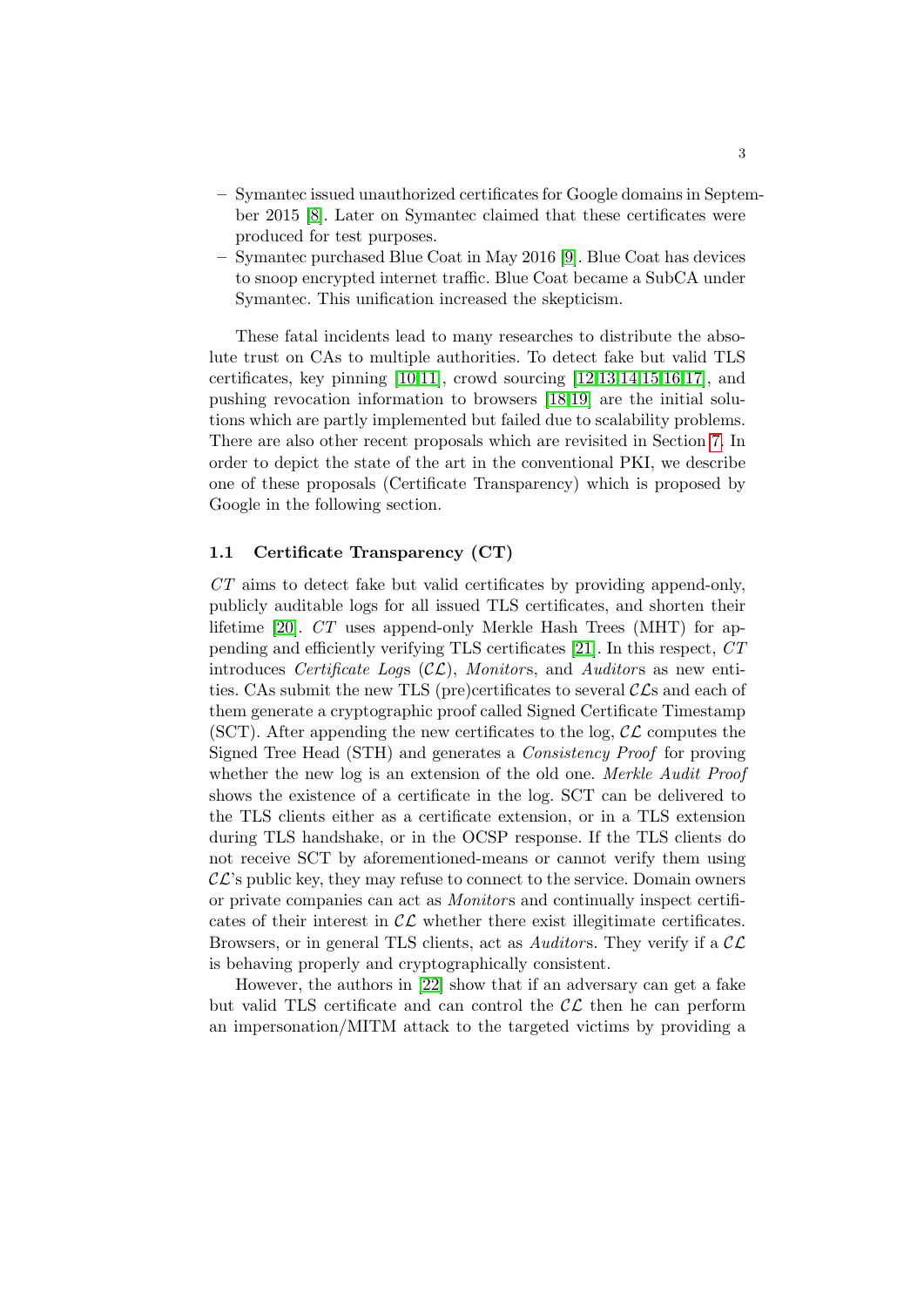- Symantec issued unauthorized certificates for Google domains in September 2015 [8]. Later on Symantec claimed that these certificates were produced for test purposes.
- Symantec purchased Blue Coat in May 2016 [9]. Blue Coat has devices to snoop encrypted internet traffic. Blue Coat became a SubCA under Symantec. This unification increased the skepticism.

These fatal incidents lead to many researches to distribute the absolute trust on CAs to multiple authorities. To detect fake but valid TLS certificates, key pinning [10,11], crowd sourcing [12,13,14,15,16,17], and pushing revocation information to browsers [18,19] are the initial solutions which are partly implemented but failed due to scalability problems. There are also other recent proposals which are revisited in Section 7. In order to depict the state of the art in the conventional PKI, we describe one of these proposals (Certificate Transparency) which is proposed by Google in the following section.

### 1.1 Certificate Transparency (CT)

*CT* aims to detect fake but valid certificates by providing append-only, publicly auditable logs for all issued TLS certificates, and shorten their lifetime [20]. *CT* uses append-only Merkle Hash Trees (MHT) for appending and efficiently verifying TLS certificates [21]. In this respect, *CT* introduces *Certificate Logs* ($\mathcal{CL}$), *Monitor*s, and *Auditor*s as new entities. CAs submit the new TLS (pre)certificates to several $\mathcal{CL}$s and each of them generate a cryptographic proof called Signed Certificate Timestamp (SCT). After appending the new certificates to the log, $\mathcal{CL}$ computes the Signed Tree Head (STH) and generates a *Consistency Proof* for proving whether the new log is an extension of the old one. *Merkle Audit Proof* shows the existence of a certificate in the log. SCT can be delivered to the TLS clients either as a certificate extension, or in a TLS extension during TLS handshake, or in the OCSP response. If the TLS clients do not receive SCT by aforementioned-means or cannot verify them using $\mathcal{CL}$'s public key, they may refuse to connect to the service. Domain owners or private companies can act as *Monitor*s and continually inspect certificates of their interest in $\mathcal{CL}$ whether there exist illegitimate certificates. Browsers, or in general TLS clients, act as *Auditor*s. They verify if a $\mathcal{CL}$ is behaving properly and cryptographically consistent.

However, the authors in [22] show that if an adversary can get a fake but valid TLS certificate and can control the $\mathcal{CL}$ then he can perform an impersonation/MITM attack to the targeted victims by providing a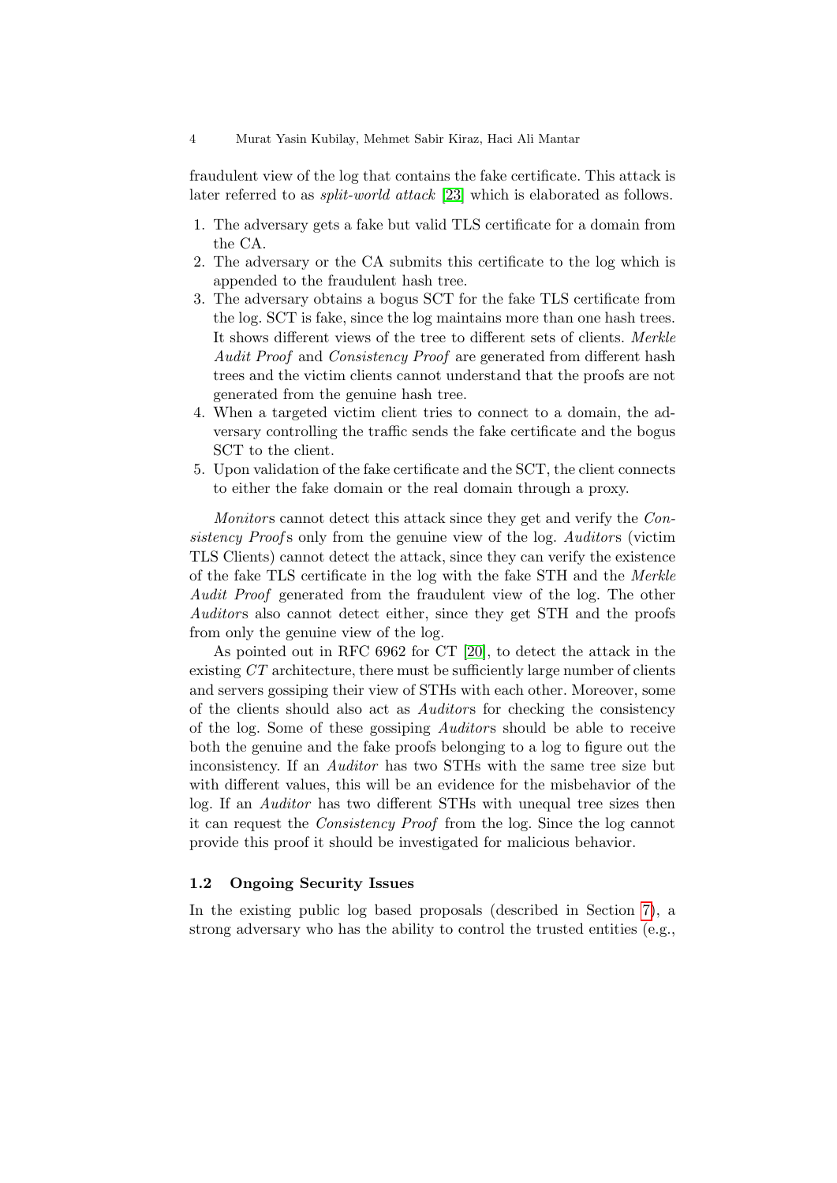fraudulent view of the log that contains the fake certificate. This attack is later referred to as *split-world attack* [23] which is elaborated as follows.

1. The adversary gets a fake but valid TLS certificate for a domain from the CA.
2. The adversary or the CA submits this certificate to the log which is appended to the fraudulent hash tree.
3. The adversary obtains a bogus SCT for the fake TLS certificate from the log. SCT is fake, since the log maintains more than one hash trees. It shows different views of the tree to different sets of clients. *Merkle Audit Proof* and *Consistency Proof* are generated from different hash trees and the victim clients cannot understand that the proofs are not generated from the genuine hash tree.
4. When a targeted victim client tries to connect to a domain, the adversary controlling the traffic sends the fake certificate and the bogus SCT to the client.
5. Upon validation of the fake certificate and the SCT, the client connects to either the fake domain or the real domain through a proxy.

*Monitor*s cannot detect this attack since they get and verify the *Consistency Proof*s only from the genuine view of the log. *Auditor*s (victim TLS Clients) cannot detect the attack, since they can verify the existence of the fake TLS certificate in the log with the fake STH and the *Merkle Audit Proof* generated from the fraudulent view of the log. The other *Auditor*s also cannot detect either, since they get STH and the proofs from only the genuine view of the log.

As pointed out in RFC 6962 for CT [20], to detect the attack in the existing *CT* architecture, there must be sufficiently large number of clients and servers gossiping their view of STHs with each other. Moreover, some of the clients should also act as *Auditor*s for checking the consistency of the log. Some of these gossiping *Auditor*s should be able to receive both the genuine and the fake proofs belonging to a log to figure out the inconsistency. If an *Auditor* has two STHs with the same tree size but with different values, this will be an evidence for the misbehavior of the log. If an *Auditor* has two different STHs with unequal tree sizes then it can request the *Consistency Proof* from the log. Since the log cannot provide this proof it should be investigated for malicious behavior.

### 1.2 Ongoing Security Issues

In the existing public log based proposals (described in Section 7), a strong adversary who has the ability to control the trusted entities (e.g.,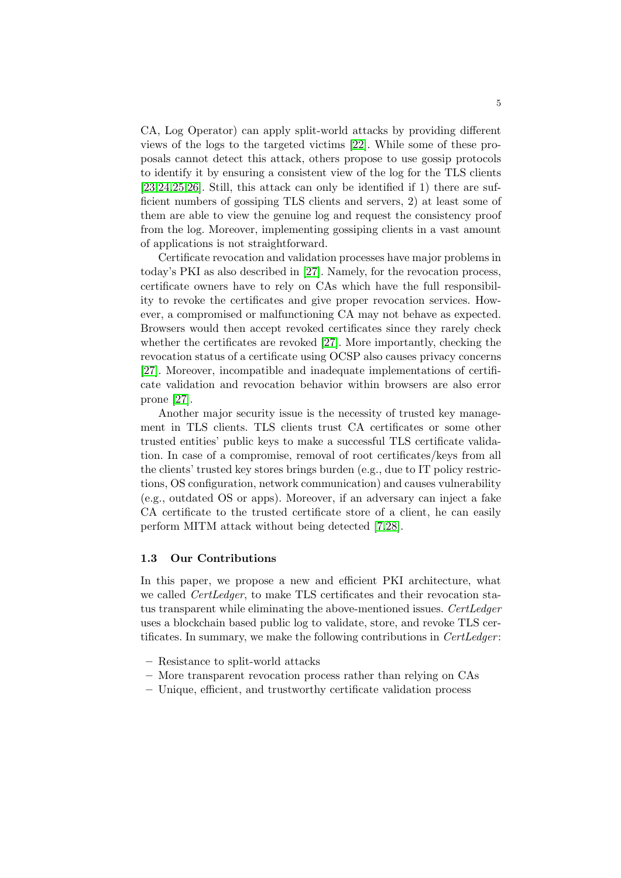CA, Log Operator) can apply split-world attacks by providing different views of the logs to the targeted victims [22]. While some of these proposals cannot detect this attack, others propose to use gossip protocols to identify it by ensuring a consistent view of the log for the TLS clients [23,24,25,26]. Still, this attack can only be identified if 1) there are sufficient numbers of gossiping TLS clients and servers, 2) at least some of them are able to view the genuine log and request the consistency proof from the log. Moreover, implementing gossiping clients in a vast amount of applications is not straightforward.

Certificate revocation and validation processes have major problems in today's PKI as also described in [27]. Namely, for the revocation process, certificate owners have to rely on CAs which have the full responsibility to revoke the certificates and give proper revocation services. However, a compromised or malfunctioning CA may not behave as expected. Browsers would then accept revoked certificates since they rarely check whether the certificates are revoked [27]. More importantly, checking the revocation status of a certificate using OCSP also causes privacy concerns [27]. Moreover, incompatible and inadequate implementations of certificate validation and revocation behavior within browsers are also error prone [27].

Another major security issue is the necessity of trusted key management in TLS clients. TLS clients trust CA certificates or some other trusted entities' public keys to make a successful TLS certificate validation. In case of a compromise, removal of root certificates/keys from all the clients' trusted key stores brings burden (e.g., due to IT policy restrictions, OS configuration, network communication) and causes vulnerability (e.g., outdated OS or apps). Moreover, if an adversary can inject a fake CA certificate to the trusted certificate store of a client, he can easily perform MITM attack without being detected [7,28].

### 1.3 Our Contributions

In this paper, we propose a new and efficient PKI architecture, what we called *CertLedger*, to make TLS certificates and their revocation status transparent while eliminating the above-mentioned issues. *CertLedger* uses a blockchain based public log to validate, store, and revoke TLS certificates. In summary, we make the following contributions in *CertLedger*:

- Resistance to split-world attacks
- More transparent revocation process rather than relying on CAs
- Unique, efficient, and trustworthy certificate validation process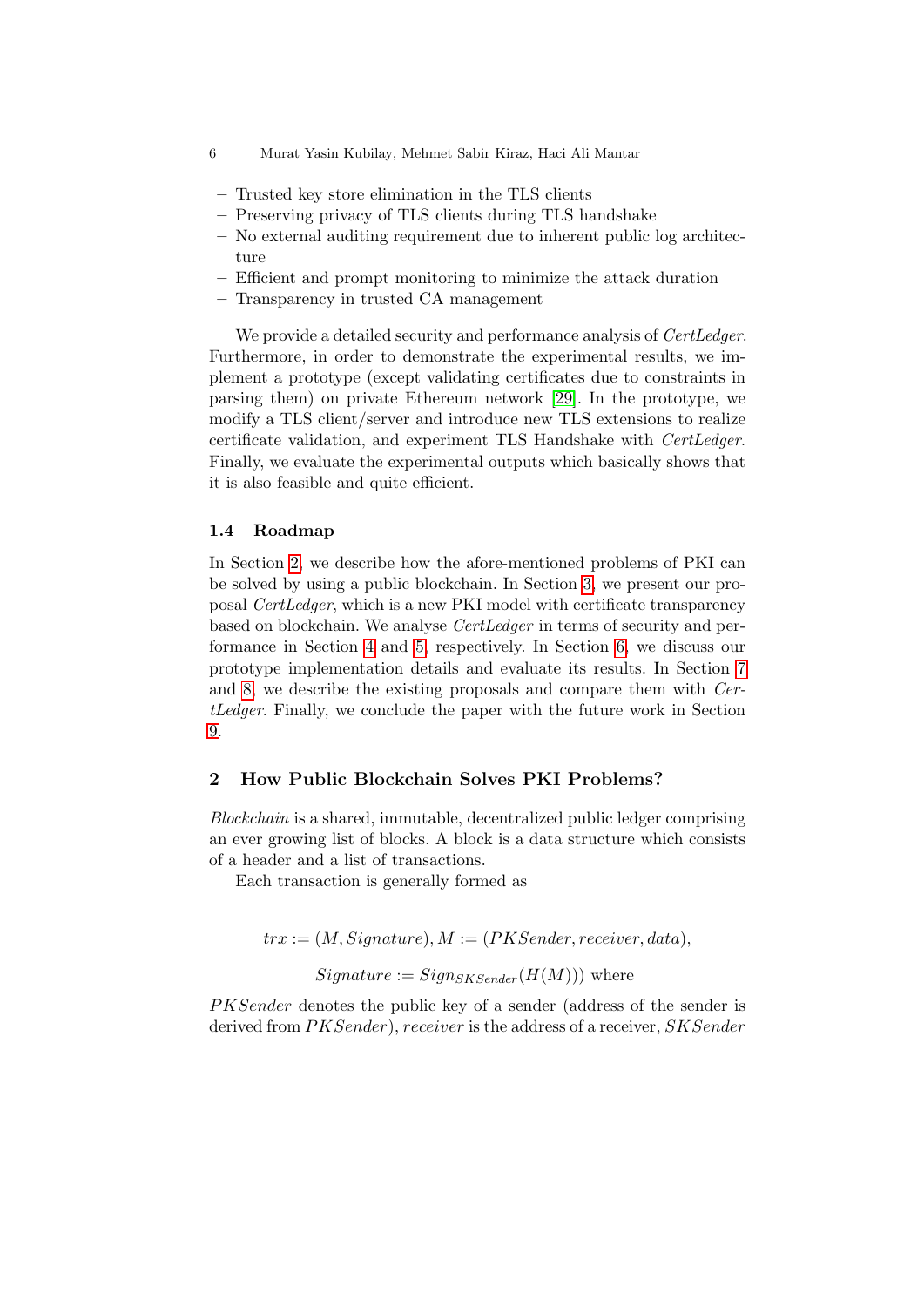- Trusted key store elimination in the TLS clients
- Preserving privacy of TLS clients during TLS handshake
- No external auditing requirement due to inherent public log architecture
- Efficient and prompt monitoring to minimize the attack duration
- Transparency in trusted CA management

We provide a detailed security and performance analysis of *CertLedger*. Furthermore, in order to demonstrate the experimental results, we implement a prototype (except validating certificates due to constraints in parsing them) on private Ethereum network [29]. In the prototype, we modify a TLS client/server and introduce new TLS extensions to realize certificate validation, and experiment TLS Handshake with *CertLedger*. Finally, we evaluate the experimental outputs which basically shows that it is also feasible and quite efficient.

### 1.4 Roadmap

In Section 2, we describe how the afore-mentioned problems of PKI can be solved by using a public blockchain. In Section 3, we present our proposal *CertLedger*, which is a new PKI model with certificate transparency based on blockchain. We analyse *CertLedger* in terms of security and performance in Section 4 and 5, respectively. In Section 6, we discuss our prototype implementation details and evaluate its results. In Section 7 and 8, we describe the existing proposals and compare them with *CertLedger*. Finally, we conclude the paper with the future work in Section 9.

## 2 How Public Blockchain Solves PKI Problems?

*Blockchain* is a shared, immutable, decentralized public ledger comprising an ever growing list of blocks. A block is a data structure which consists of a header and a list of transactions.

Each transaction is generally formed as

$$trx := (M, Signature), M := (PKSender, receiver, data),$$

$$Signature := Sign_{SKSender}(H(M))) \text{ where}$$

$PKSender$ denotes the public key of a sender (address of the sender is derived from $PKSender$), $receiver$ is the address of a receiver, $SKSender$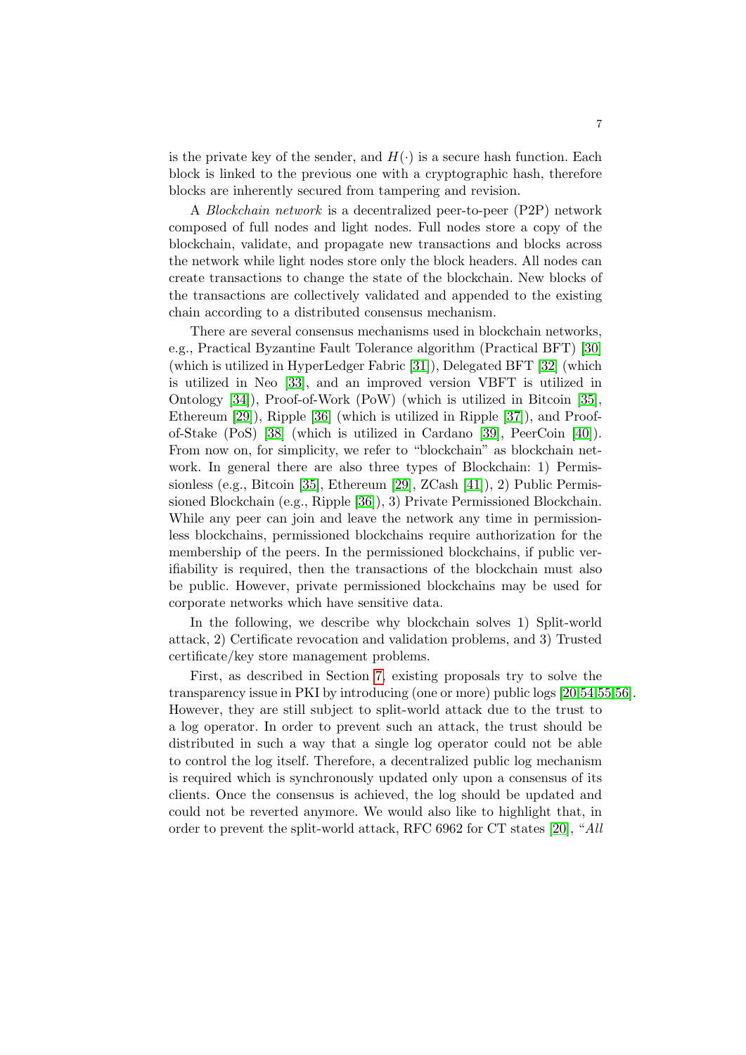is the private key of the sender, and $H(\cdot)$ is a secure hash function. Each block is linked to the previous one with a cryptographic hash, therefore blocks are inherently secured from tampering and revision.

A *Blockchain network* is a decentralized peer-to-peer (P2P) network composed of full nodes and light nodes. Full nodes store a copy of the blockchain, validate, and propagate new transactions and blocks across the network while light nodes store only the block headers. All nodes can create transactions to change the state of the blockchain. New blocks of the transactions are collectively validated and appended to the existing chain according to a distributed consensus mechanism.

There are several consensus mechanisms used in blockchain networks, e.g., Practical Byzantine Fault Tolerance algorithm (Practical BFT) [30] (which is utilized in HyperLedger Fabric [31]), Delegated BFT [32] (which is utilized in Neo [33], and an improved version VBFT is utilized in Ontology [34]), Proof-of-Work (PoW) (which is utilized in Bitcoin [35], Ethereum [29]), Ripple [36] (which is utilized in Ripple [37]), and Proof-of-Stake (PoS) [38] (which is utilized in Cardano [39], PeerCoin [40]). From now on, for simplicity, we refer to "blockchain" as blockchain network. In general there are also three types of Blockchain: 1) Permissionless (e.g., Bitcoin [35], Ethereum [29], ZCash [41]), 2) Public Permissioned Blockchain (e.g., Ripple [36]), 3) Private Permissioned Blockchain. While any peer can join and leave the network any time in permissionless blockchains, permissioned blockchains require authorization for the membership of the peers. In the permissioned blockchains, if public verifiability is required, then the transactions of the blockchain must also be public. However, private permissioned blockchains may be used for corporate networks which have sensitive data.

In the following, we describe why blockchain solves 1) Split-world attack, 2) Certificate revocation and validation problems, and 3) Trusted certificate/key store management problems.

First, as described in Section 7, existing proposals try to solve the transparency issue in PKI by introducing (one or more) public logs [20,54,55,56]. However, they are still subject to split-world attack due to the trust to a log operator. In order to prevent such an attack, the trust should be distributed in such a way that a single log operator could not be able to control the log itself. Therefore, a decentralized public log mechanism is required which is synchronously updated only upon a consensus of its clients. Once the consensus is achieved, the log should be updated and could not be reverted anymore. We would also like to highlight that, in order to prevent the split-world attack, RFC 6962 for CT states [20], "*All*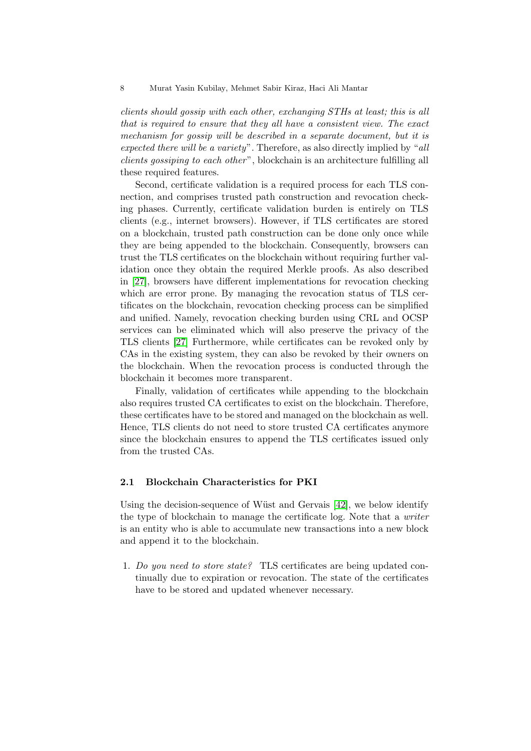*clients should gossip with each other, exchanging STHs at least; this is all that is required to ensure that they all have a consistent view. The exact mechanism for gossip will be described in a separate document, but it is expected there will be a variety*". Therefore, as also directly implied by "*all clients gossiping to each other*", blockchain is an architecture fulfilling all these required features.

Second, certificate validation is a required process for each TLS connection, and comprises trusted path construction and revocation checking phases. Currently, certificate validation burden is entirely on TLS clients (e.g., internet browsers). However, if TLS certificates are stored on a blockchain, trusted path construction can be done only once while they are being appended to the blockchain. Consequently, browsers can trust the TLS certificates on the blockchain without requiring further validation once they obtain the required Merkle proofs. As also described in [27], browsers have different implementations for revocation checking which are error prone. By managing the revocation status of TLS certificates on the blockchain, revocation checking process can be simplified and unified. Namely, revocation checking burden using CRL and OCSP services can be eliminated which will also preserve the privacy of the TLS clients [27] Furthermore, while certificates can be revoked only by CAs in the existing system, they can also be revoked by their owners on the blockchain. When the revocation process is conducted through the blockchain it becomes more transparent.

Finally, validation of certificates while appending to the blockchain also requires trusted CA certificates to exist on the blockchain. Therefore, these certificates have to be stored and managed on the blockchain as well. Hence, TLS clients do not need to store trusted CA certificates anymore since the blockchain ensures to append the TLS certificates issued only from the trusted CAs.

### 2.1 Blockchain Characteristics for PKI

Using the decision-sequence of Wüst and Gervais [42], we below identify the type of blockchain to manage the certificate log. Note that a *writer* is an entity who is able to accumulate new transactions into a new block and append it to the blockchain.

1. *Do you need to store state?* TLS certificates are being updated continually due to expiration or revocation. The state of the certificates have to be stored and updated whenever necessary.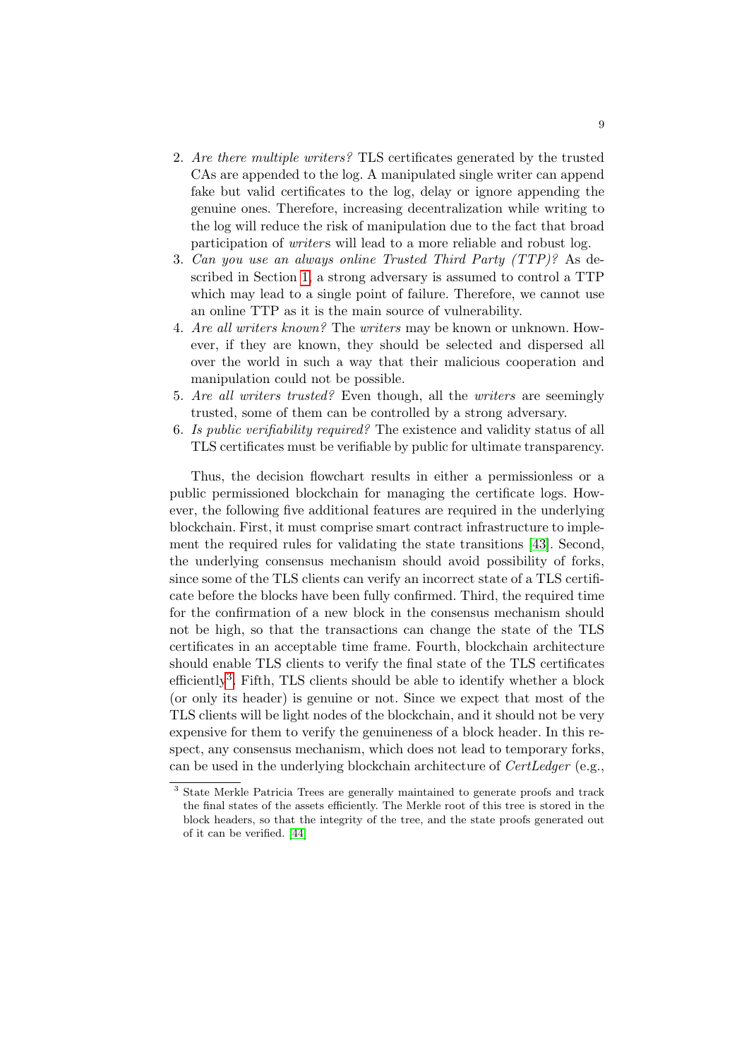2. *Are there multiple writers?* TLS certificates generated by the trusted CAs are appended to the log. A manipulated single writer can append fake but valid certificates to the log, delay or ignore appending the genuine ones. Therefore, increasing decentralization while writing to the log will reduce the risk of manipulation due to the fact that broad participation of *writer*s will lead to a more reliable and robust log.
3. *Can you use an always online Trusted Third Party (TTP)?* As described in Section 1, a strong adversary is assumed to control a TTP which may lead to a single point of failure. Therefore, we cannot use an online TTP as it is the main source of vulnerability.
4. *Are all writers known?* The *writers* may be known or unknown. However, if they are known, they should be selected and dispersed all over the world in such a way that their malicious cooperation and manipulation could not be possible.
5. *Are all writers trusted?* Even though, all the *writers* are seemingly trusted, some of them can be controlled by a strong adversary.
6. *Is public verifiability required?* The existence and validity status of all TLS certificates must be verifiable by public for ultimate transparency.

Thus, the decision flowchart results in either a permissionless or a public permissioned blockchain for managing the certificate logs. However, the following five additional features are required in the underlying blockchain. First, it must comprise smart contract infrastructure to implement the required rules for validating the state transitions [43]. Second, the underlying consensus mechanism should avoid possibility of forks, since some of the TLS clients can verify an incorrect state of a TLS certificate before the blocks have been fully confirmed. Third, the required time for the confirmation of a new block in the consensus mechanism should not be high, so that the transactions can change the state of the TLS certificates in an acceptable time frame. Fourth, blockchain architecture should enable TLS clients to verify the final state of the TLS certificates efficiently[3]. Fifth, TLS clients should be able to identify whether a block (or only its header) is genuine or not. Since we expect that most of the TLS clients will be light nodes of the blockchain, and it should not be very expensive for them to verify the genuineness of a block header. In this respect, any consensus mechanism, which does not lead to temporary forks, can be used in the underlying blockchain architecture of *CertLedger* (e.g.,

[3] State Merkle Patricia Trees are generally maintained to generate proofs and track the final states of the assets efficiently. The Merkle root of this tree is stored in the block headers, so that the integrity of the tree, and the state proofs generated out of it can be verified. [44]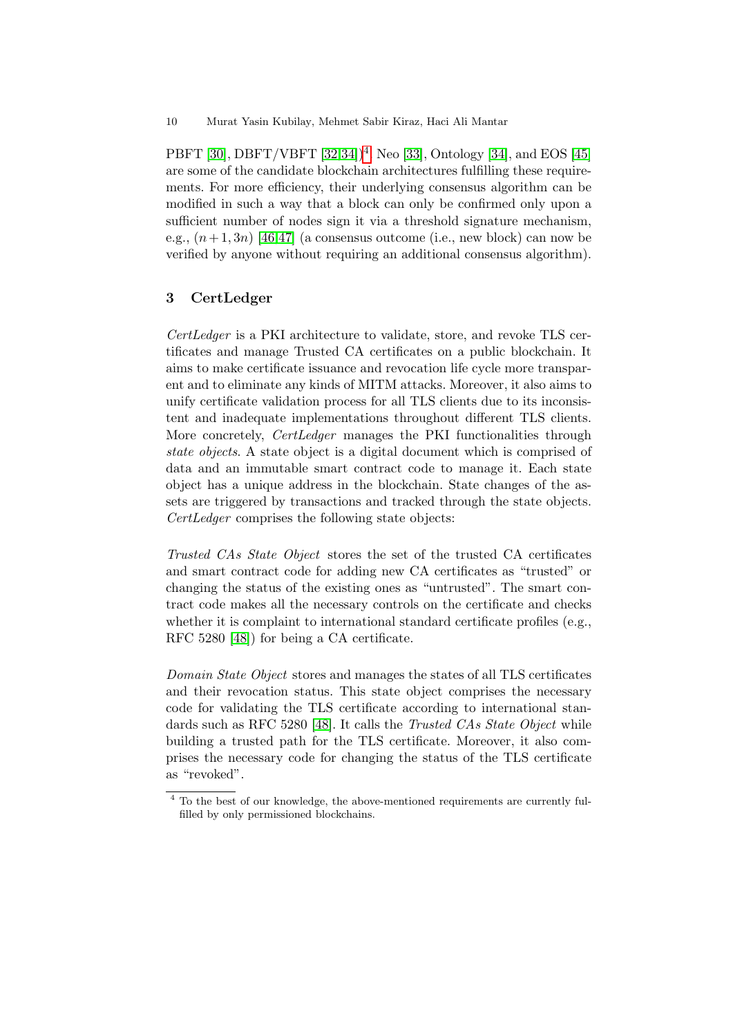PBFT [30], DBFT/VBFT [32,34])[4], Neo [33], Ontology [34], and EOS [45] are some of the candidate blockchain architectures fulfilling these requirements. For more efficiency, their underlying consensus algorithm can be modified in such a way that a block can only be confirmed only upon a sufficient number of nodes sign it via a threshold signature mechanism, e.g., $(n+1, 3n)$ [46,47] (a consensus outcome (i.e., new block) can now be verified by anyone without requiring an additional consensus algorithm).

## 3 CertLedger

*CertLedger* is a PKI architecture to validate, store, and revoke TLS certificates and manage Trusted CA certificates on a public blockchain. It aims to make certificate issuance and revocation life cycle more transparent and to eliminate any kinds of MITM attacks. Moreover, it also aims to unify certificate validation process for all TLS clients due to its inconsistent and inadequate implementations throughout different TLS clients. More concretely, *CertLedger* manages the PKI functionalities through *state objects*. A state object is a digital document which is comprised of data and an immutable smart contract code to manage it. Each state object has a unique address in the blockchain. State changes of the assets are triggered by transactions and tracked through the state objects. *CertLedger* comprises the following state objects:

*Trusted CAs State Object* stores the set of the trusted CA certificates and smart contract code for adding new CA certificates as "trusted" or changing the status of the existing ones as "untrusted". The smart contract code makes all the necessary controls on the certificate and checks whether it is complaint to international standard certificate profiles (e.g., RFC 5280 [48]) for being a CA certificate.

*Domain State Object* stores and manages the states of all TLS certificates and their revocation status. This state object comprises the necessary code for validating the TLS certificate according to international standards such as RFC 5280 [48]. It calls the *Trusted CAs State Object* while building a trusted path for the TLS certificate. Moreover, it also comprises the necessary code for changing the status of the TLS certificate as "revoked".

[4] To the best of our knowledge, the above-mentioned requirements are currently fulfilled by only permissioned blockchains.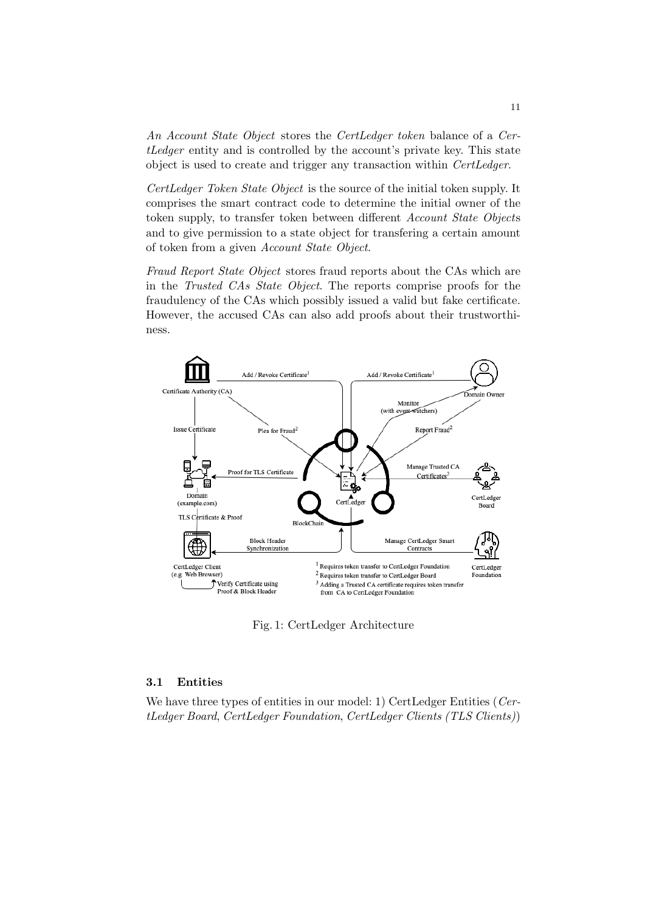*An Account State Object* stores the *CertLedger token* balance of a *CertLedger* entity and is controlled by the account's private key. This state object is used to create and trigger any transaction within *CertLedger*.

*CertLedger Token State Object* is the source of the initial token supply. It comprises the smart contract code to determine the initial owner of the token supply, to transfer token between different *Account State Object*s and to give permission to a state object for transfering a certain amount of token from a given *Account State Object*.

*Fraud Report State Object* stores fraud reports about the CAs which are in the *Trusted CAs State Object*. The reports comprise proofs for the fraudulency of the CAs which possibly issued a valid but fake certificate. However, the accused CAs can also add proofs about their trustworthiness.

Fig. 1: CertLedger Architecture

### 3.1 Entities

We have three types of entities in our model: 1) CertLedger Entities (*CertLedger Board*, *CertLedger Foundation*, *CertLedger Clients (TLS Clients)*)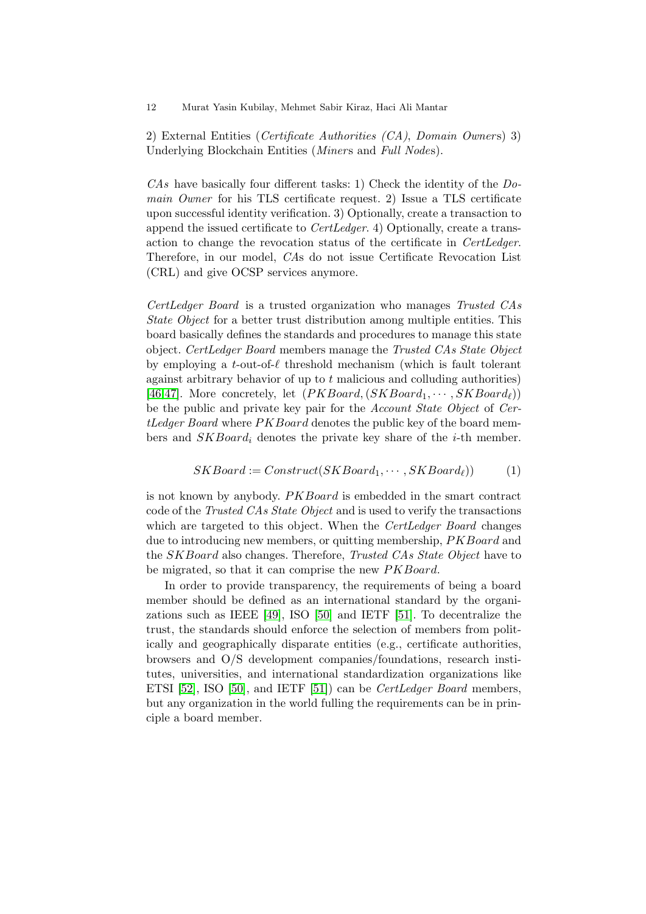2) External Entities (*Certificate Authorities (CA)*, *Domain Owner*s) 3) Underlying Blockchain Entities (*Miner*s and *Full Node*s).

*CAs* have basically four different tasks: 1) Check the identity of the *Domain Owner* for his TLS certificate request. 2) Issue a TLS certificate upon successful identity verification. 3) Optionally, create a transaction to append the issued certificate to *CertLedger*. 4) Optionally, create a transaction to change the revocation status of the certificate in *CertLedger*. Therefore, in our model, *CA*s do not issue Certificate Revocation List (CRL) and give OCSP services anymore.

*CertLedger Board* is a trusted organization who manages *Trusted CAs State Object* for a better trust distribution among multiple entities. This board basically defines the standards and procedures to manage this state object. *CertLedger Board* members manage the *Trusted CAs State Object* by employing a $t$-out-of-$\ell$ threshold mechanism (which is fault tolerant against arbitrary behavior of up to $t$ malicious and colluding authorities) [46,47]. More concretely, let $(PKBoard, (SKBoard_1, \cdots, SKBoard_\ell))$ be the public and private key pair for the *Account State Object* of *CertLedger Board* where $PKBoard$ denotes the public key of the board members and $SKBoard_i$ denotes the private key share of the $i$-th member.

$$SKBoard := Construct(SKBoard_1, \cdots, SKBoard_\ell) \tag{1}$$

is not known by anybody. $PKBoard$ is embedded in the smart contract code of the *Trusted CAs State Object* and is used to verify the transactions which are targeted to this object. When the *CertLedger Board* changes due to introducing new members, or quitting membership, $PKBoard$ and the $SKBoard$ also changes. Therefore, *Trusted CAs State Object* have to be migrated, so that it can comprise the new $PKBoard$.

In order to provide transparency, the requirements of being a board member should be defined as an international standard by the organizations such as IEEE [49], ISO [50] and IETF [51]. To decentralize the trust, the standards should enforce the selection of members from politically and geographically disparate entities (e.g., certificate authorities, browsers and O/S development companies/foundations, research institutes, universities, and international standardization organizations like ETSI [52], ISO [50], and IETF [51]) can be *CertLedger Board* members, but any organization in the world fulling the requirements can be in principle a board member.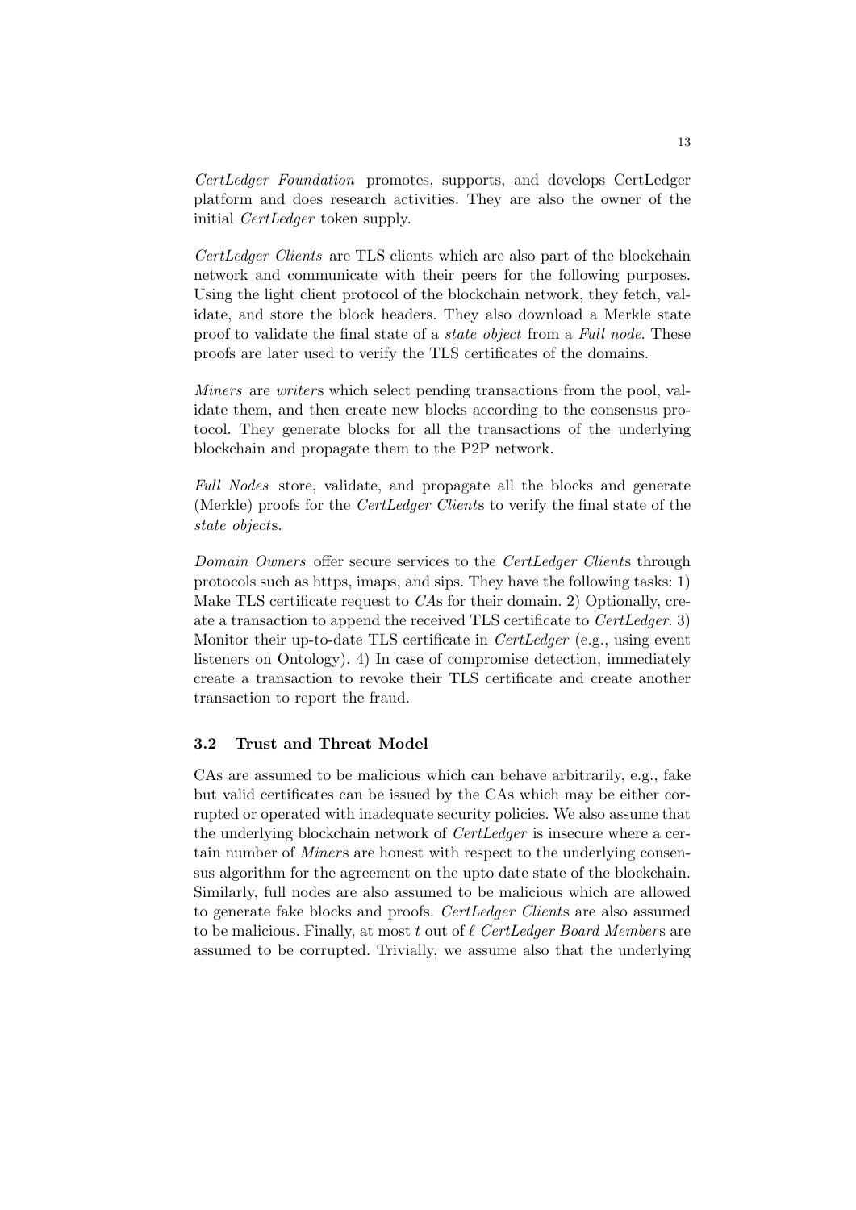*CertLedger Foundation* promotes, supports, and develops CertLedger platform and does research activities. They are also the owner of the initial *CertLedger* token supply.

*CertLedger Clients* are TLS clients which are also part of the blockchain network and communicate with their peers for the following purposes. Using the light client protocol of the blockchain network, they fetch, validate, and store the block headers. They also download a Merkle state proof to validate the final state of a *state object* from a *Full node*. These proofs are later used to verify the TLS certificates of the domains.

*Miners* are *writer*s which select pending transactions from the pool, validate them, and then create new blocks according to the consensus protocol. They generate blocks for all the transactions of the underlying blockchain and propagate them to the P2P network.

*Full Nodes* store, validate, and propagate all the blocks and generate (Merkle) proofs for the *CertLedger Client*s to verify the final state of the *state object*s.

*Domain Owners* offer secure services to the *CertLedger Client*s through protocols such as https, imaps, and sips. They have the following tasks: 1) Make TLS certificate request to *CA*s for their domain. 2) Optionally, create a transaction to append the received TLS certificate to *CertLedger*. 3) Monitor their up-to-date TLS certificate in *CertLedger* (e.g., using event listeners on Ontology). 4) In case of compromise detection, immediately create a transaction to revoke their TLS certificate and create another transaction to report the fraud.

### 3.2 Trust and Threat Model

CAs are assumed to be malicious which can behave arbitrarily, e.g., fake but valid certificates can be issued by the CAs which may be either corrupted or operated with inadequate security policies. We also assume that the underlying blockchain network of *CertLedger* is insecure where a certain number of *Miner*s are honest with respect to the underlying consensus algorithm for the agreement on the upto date state of the blockchain. Similarly, full nodes are also assumed to be malicious which are allowed to generate fake blocks and proofs. *CertLedger Client*s are also assumed to be malicious. Finally, at most $t$ out of $\ell$ *CertLedger Board Member*s are assumed to be corrupted. Trivially, we assume also that the underlying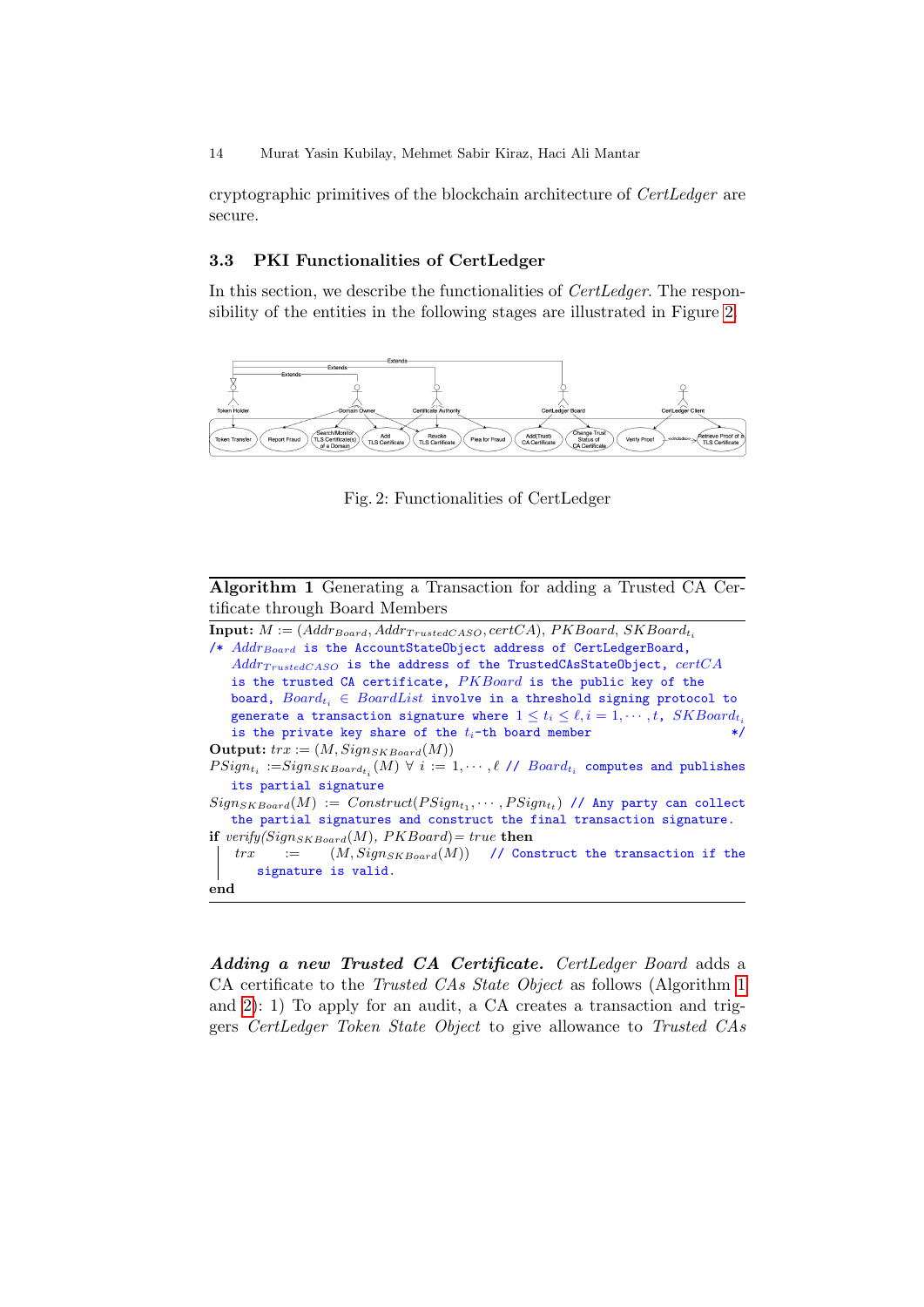cryptographic primitives of the blockchain architecture of *CertLedger* are secure.

### 3.3 PKI Functionalities of CertLedger

In this section, we describe the functionalities of *CertLedger*. The responsibility of the entities in the following stages are illustrated in Figure 2.

Fig. 2: Functionalities of CertLedger

**Algorithm 1** Generating a Transaction for adding a Trusted CA Certificate through Board Members

**Input:** $M := (Addr_{Board}, Addr_{TrustedCASO}, certCA)$, $PKBoard$, $SKBoard_{t_i}$

/* $Addr_{Board}$ is the AccountStateObject address of CertLedgerBoard, $Addr_{TrustedCASO}$ is the address of the TrustedCAsStateObject, $certCA$ is the trusted CA certificate, $PKBoard$ is the public key of the board, $Board_{t_i} \in BoardList$ involve in a threshold signing protocol to generate a transaction signature where $1 \leq t_i \leq \ell, i = 1, \cdots, t$, $SKBoard_{t_i}$ is the private key share of the $t_i$-th board member */

**Output:** $trx := (M, Sign_{SKBoard}(M))$

$PSign_{t_i} := Sign_{SKBoard_{t_i}}(M)\ \forall\ i := 1, \cdots, \ell$ // $Board_{t_i}$ computes and publishes its partial signature

$Sign_{SKBoard}(M) := Construct(PSign_{t_1}, \cdots, PSign_{t_t})$ // Any party can collect the partial signatures and construct the final transaction signature.

**if** $verify(Sign_{SKBoard}(M),\ PKBoard) = true$ **then**

  $trx := (M, Sign_{SKBoard}(M))$ // Construct the transaction if the signature is valid.

**end**

***Adding a new Trusted CA Certificate.*** *CertLedger Board* adds a CA certificate to the *Trusted CAs State Object* as follows (Algorithm 1 and 2): 1) To apply for an audit, a CA creates a transaction and triggers *CertLedger Token State Object* to give allowance to *Trusted CAs*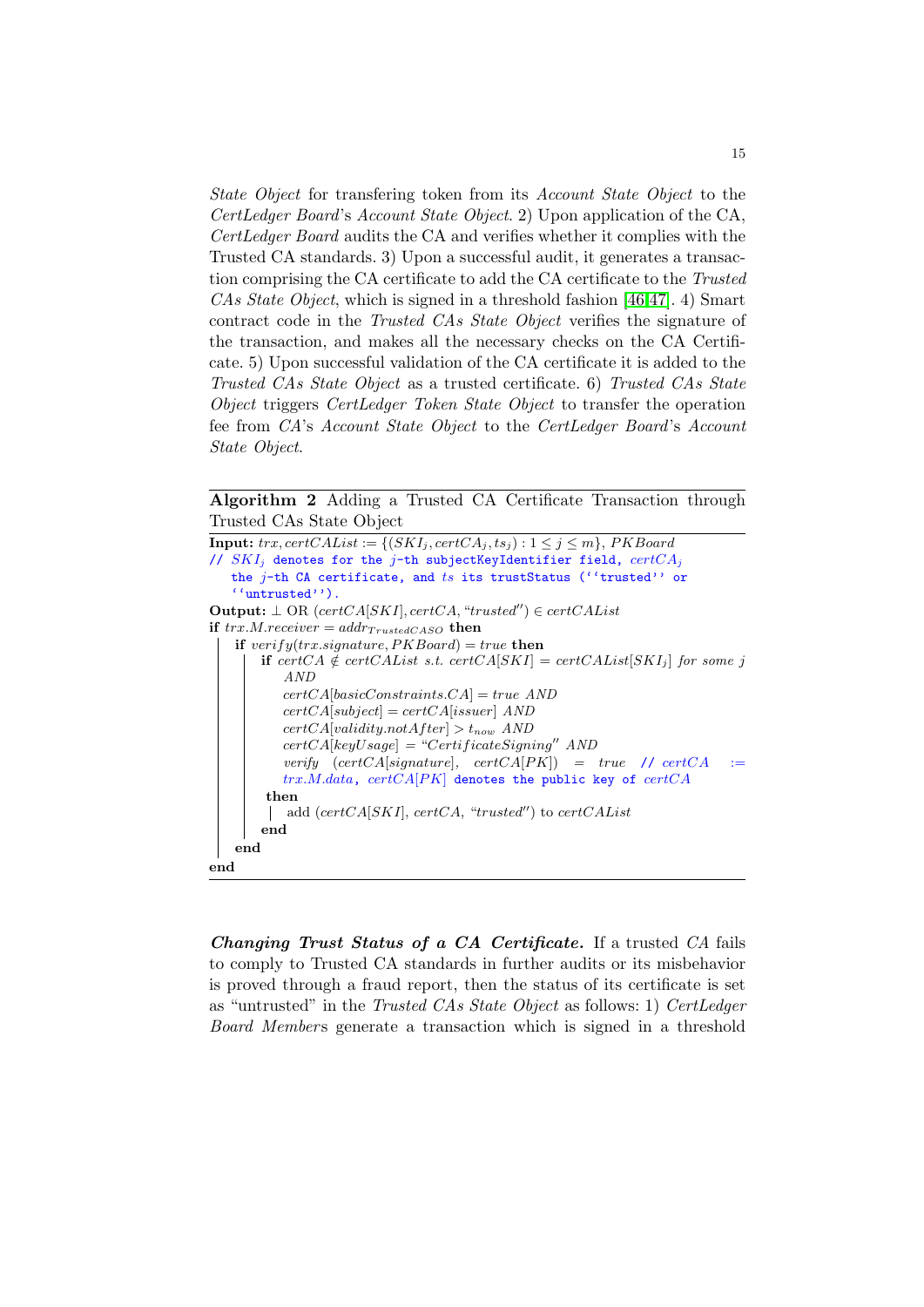*State Object* for transfering token from its *Account State Object* to the *CertLedger Board*'s *Account State Object*. 2) Upon application of the CA, *CertLedger Board* audits the CA and verifies whether it complies with the Trusted CA standards. 3) Upon a successful audit, it generates a transaction comprising the CA certificate to add the CA certificate to the *Trusted CAs State Object*, which is signed in a threshold fashion [46,47]. 4) Smart contract code in the *Trusted CAs State Object* verifies the signature of the transaction, and makes all the necessary checks on the CA Certificate. 5) Upon successful validation of the CA certificate it is added to the *Trusted CAs State Object* as a trusted certificate. 6) *Trusted CAs State Object* triggers *CertLedger Token State Object* to transfer the operation fee from *CA*'s *Account State Object* to the *CertLedger Board*'s *Account State Object*.

**Algorithm 2** Adding a Trusted CA Certificate Transaction through Trusted CAs State Object

```
Input: trx, certCAList := {(SKI_j, certCA_j, ts_j) : 1 ≤ j ≤ m}, PKBoard
// SKI_j denotes for the j-th subjectKeyIdentifier field, certCA_j
   the j-th CA certificate, and ts its trustStatus (''trusted'' or
   ''untrusted'').
Output: ⊥ OR (certCA[SKI], certCA, "trusted") ∈ certCAList
if trx.M.receiver = addr_TrustedCASO then
    if verify(trx.signature, PKBoard) = true then
        if certCA ∉ certCAList s.t. certCA[SKI] = certCAList[SKI_j] for some j
           AND
           certCA[basicConstraints.CA] = true AND
           certCA[subject] = certCA[issuer] AND
           certCA[validity.notAfter] > t_now AND
           certCA[keyUsage] = "CertificateSigning" AND
           verify (certCA[signature], certCA[PK]) = true // certCA :=
           trx.M.data, certCA[PK] denotes the public key of certCA
        then
            add (certCA[SKI], certCA, "trusted") to certCAList
        end
    end
end
```

***Changing Trust Status of a CA Certificate.*** If a trusted *CA* fails to comply to Trusted CA standards in further audits or its misbehavior is proved through a fraud report, then the status of its certificate is set as "untrusted" in the *Trusted CAs State Object* as follows: 1) *CertLedger Board Members* generate a transaction which is signed in a threshold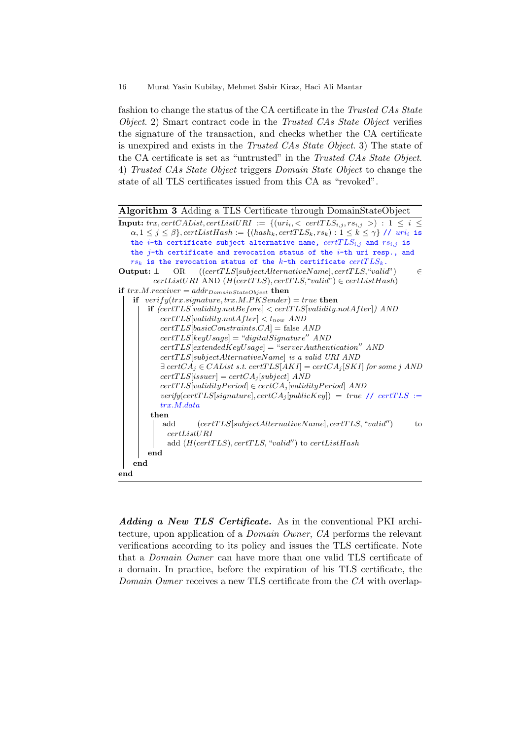fashion to change the status of the CA certificate in the *Trusted CAs State Object*. 2) Smart contract code in the *Trusted CAs State Object* verifies the signature of the transaction, and checks whether the CA certificate is unexpired and exists in the *Trusted CAs State Object*. 3) The state of the CA certificate is set as "untrusted" in the *Trusted CAs State Object*. 4) *Trusted CAs State Object* triggers *Domain State Object* to change the state of all TLS certificates issued from this CA as "revoked".

**Algorithm 3** Adding a TLS Certificate through DomainStateObject

**Input:** $trx, certCAList, certListURI := \{(uri_i, < certTLS_{i,j}, rs_{i,j} >) : 1 \leq i \leq \alpha, 1 \leq j \leq \beta\}, certListHash := \{(hash_k, certTLS_k, rs_k) : 1 \leq k \leq \gamma\}$ // $uri_i$ is the $i$-th certificate subject alternative name, $certTLS_{i,j}$ and $rs_{i,j}$ is the $j$-th certificate and revocation status of the $i$-th uri resp., and $rs_k$ is the revocation status of the $k$-th certificate $certTLS_k$.

**Output:** $\perp$ OR $((certTLS[subjectAlternativeName], certTLS, \text{"valid"}) \in certListURI$ AND $(H(certTLS), certTLS, \text{"valid"}) \in certListHash)$

```
if trx.M.receiver = addr_DomainStateObject then
    if verify(trx.signature, trx.M.PKSender) = true then
        if (certTLS[validity.notBefore] < certTLS[validity.notAfter]) AND
           certTLS[validity.notAfter] < t_now AND
           certTLS[basicConstraints.CA] = false AND
           certTLS[keyUsage] = "digitalSignature" AND
           certTLS[extendedKeyUsage] = "serverAuthentication" AND
           certTLS[subjectAlternativeName] is a valid URI AND
           ∃ certCA_j ∈ CAList s.t. certTLS[AKI] = certCA_j[SKI] for some j AND
           certTLS[issuer] = certCA_j[subject] AND
           certTLS[validityPeriod] ∈ certCA_j[validityPeriod] AND
           verify(certTLS[signature], certCA_j[publicKey]) = true // certTLS := trx.M.data
        then
            add (certTLS[subjectAlternativeName], certTLS, "valid") to certListURI
            add (H(certTLS), certTLS, "valid") to certListHash
        end
    end
end
```

***Adding a New TLS Certificate.*** As in the conventional PKI architecture, upon application of a *Domain Owner*, *CA* performs the relevant verifications according to its policy and issues the TLS certificate. Note that a *Domain Owner* can have more than one valid TLS certificate of a domain. In practice, before the expiration of his TLS certificate, the *Domain Owner* receives a new TLS certificate from the *CA* with overlap-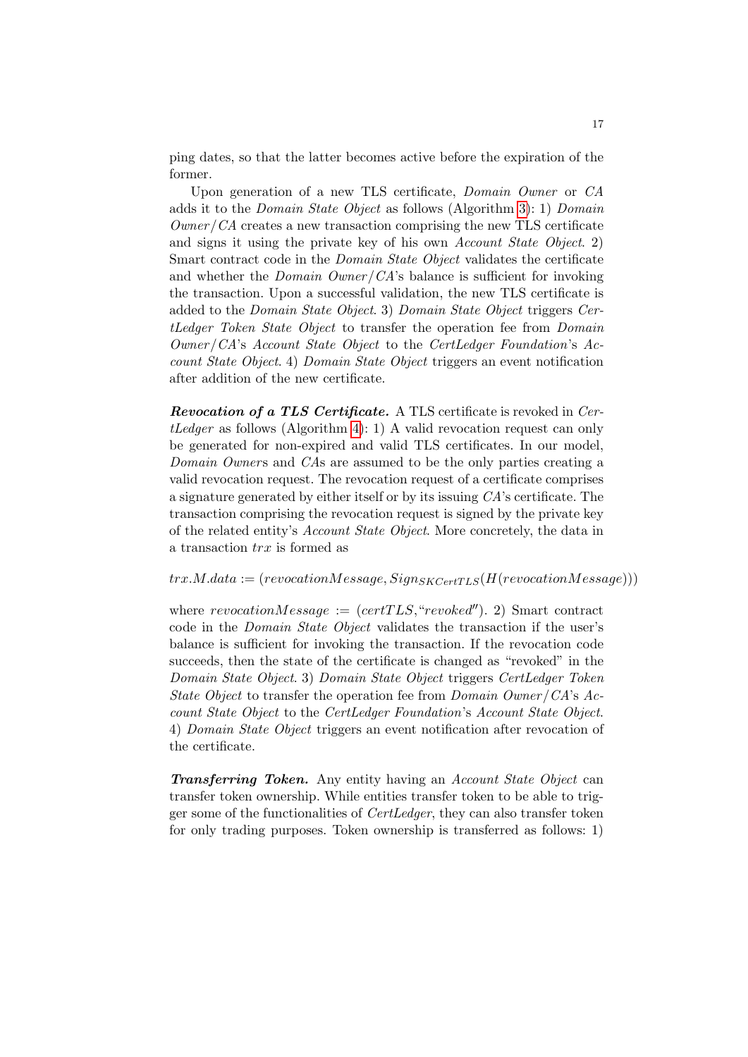ping dates, so that the latter becomes active before the expiration of the former.

Upon generation of a new TLS certificate, *Domain Owner* or *CA* adds it to the *Domain State Object* as follows (Algorithm 3): 1) *Domain Owner/CA* creates a new transaction comprising the new TLS certificate and signs it using the private key of his own *Account State Object*. 2) Smart contract code in the *Domain State Object* validates the certificate and whether the *Domain Owner/CA*'s balance is sufficient for invoking the transaction. Upon a successful validation, the new TLS certificate is added to the *Domain State Object*. 3) *Domain State Object* triggers *CertLedger Token State Object* to transfer the operation fee from *Domain Owner/CA*'s *Account State Object* to the *CertLedger Foundation*'s *Account State Object*. 4) *Domain State Object* triggers an event notification after addition of the new certificate.

***Revocation of a TLS Certificate.*** A TLS certificate is revoked in *CertLedger* as follows (Algorithm 4): 1) A valid revocation request can only be generated for non-expired and valid TLS certificates. In our model, *Domain Owner*s and *CA*s are assumed to be the only parties creating a valid revocation request. The revocation request of a certificate comprises a signature generated by either itself or by its issuing *CA*'s certificate. The transaction comprising the revocation request is signed by the private key of the related entity's *Account State Object*. More concretely, the data in a transaction $trx$ is formed as

$$trx.M.data := (revocationMessage, Sign_{SKCertTLS}(H(revocationMessage)))$$

where $revocationMessage := (certTLS, \text{“}revoked''})$. 2) Smart contract code in the *Domain State Object* validates the transaction if the user's balance is sufficient for invoking the transaction. If the revocation code succeeds, then the state of the certificate is changed as “revoked” in the *Domain State Object*. 3) *Domain State Object* triggers *CertLedger Token State Object* to transfer the operation fee from *Domain Owner/CA*'s *Account State Object* to the *CertLedger Foundation*'s *Account State Object*. 4) *Domain State Object* triggers an event notification after revocation of the certificate.

***Transferring Token.*** Any entity having an *Account State Object* can transfer token ownership. While entities transfer token to be able to trigger some of the functionalities of *CertLedger*, they can also transfer token for only trading purposes. Token ownership is transferred as follows: 1)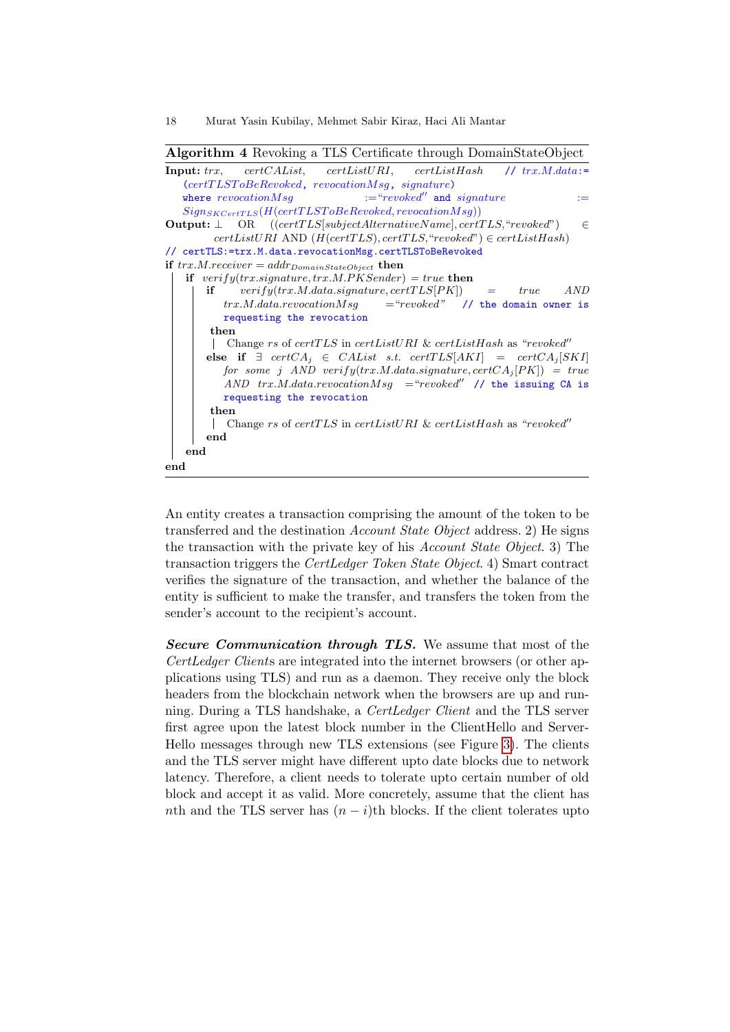**Algorithm 4** Revoking a TLS Certificate through DomainStateObject

```
Input: trx, certCAList, certListURI, certListHash   // trx.M.data:=
    (certTLSToBeRevoked, revocationMsg, signature)
    where revocationMsg := "revoked" and signature :=
    Sign_{SKCertTLS}(H(certTLSToBeRevoked, revocationMsg))
Output: ⊥ OR ((certTLS[subjectAlternativeName], certTLS, "revoked") ∈
    certListURI AND (H(certTLS), certTLS, "revoked") ∈ certListHash)
// certTLS:=trx.M.data.revocationMsg.certTLSToBeRevoked
if trx.M.receiver = addr_{DomainStateObject} then
    if verify(trx.signature, trx.M.PKSender) = true then
        if verify(trx.M.data.signature, certTLS[PK]) = true AND
           trx.M.data.revocationMsg = "revoked"  // the domain owner is
           requesting the revocation
        then
            Change rs of certTLS in certListURI & certListHash as "revoked"
        else if ∃ certCA_j ∈ CAList s.t. certTLS[AKI] = certCA_j[SKI]
           for some j AND verify(trx.M.data.signature, certCA_j[PK]) = true
           AND trx.M.data.revocationMsg = "revoked"  // the issuing CA is
           requesting the revocation
        then
            Change rs of certTLS in certListURI & certListHash as "revoked"
        end
    end
end
```

An entity creates a transaction comprising the amount of the token to be transferred and the destination *Account State Object* address. 2) He signs the transaction with the private key of his *Account State Object*. 3) The transaction triggers the *CertLedger Token State Object*. 4) Smart contract verifies the signature of the transaction, and whether the balance of the entity is sufficient to make the transfer, and transfers the token from the sender's account to the recipient's account.

***Secure Communication through TLS.*** We assume that most of the *CertLedger Clients* are integrated into the internet browsers (or other applications using TLS) and run as a daemon. They receive only the block headers from the blockchain network when the browsers are up and running. During a TLS handshake, a *CertLedger Client* and the TLS server first agree upon the latest block number in the ClientHello and ServerHello messages through new TLS extensions (see Figure 3). The clients and the TLS server might have different upto date blocks due to network latency. Therefore, a client needs to tolerate upto certain number of old block and accept it as valid. More concretely, assume that the client has $n$th and the TLS server has $(n-i)$th blocks. If the client tolerates upto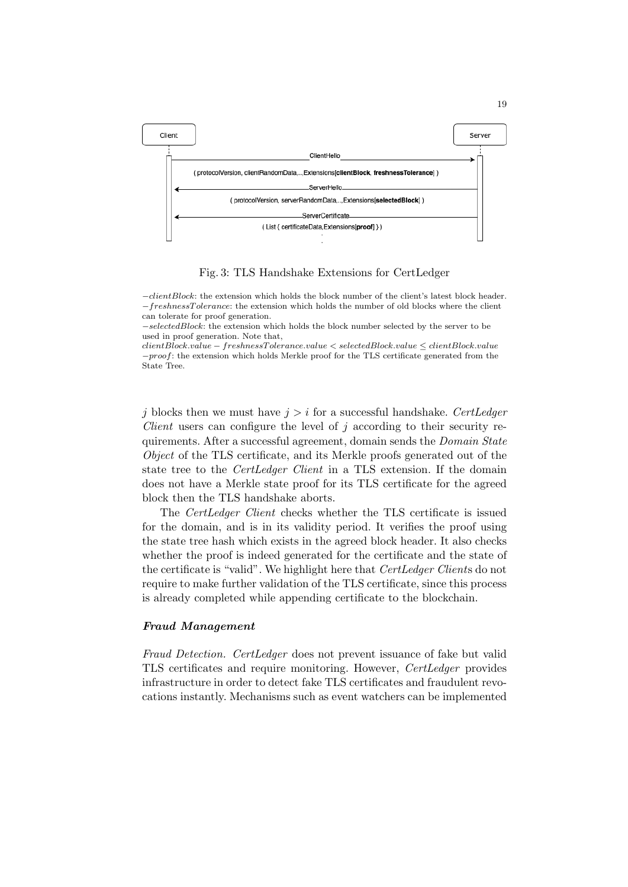Client | Server

ClientHello →
( protocolVersion, clientRandomData,...,Extensions[**clientBlock**, **freshnessTolerance**] )

← ServerHello
( protocolVersion, serverRandomData,...,Extensions[**selectedBlock**] )

← ServerCertificate
( List ( certificateData,Extensions[**proof**] ) )

Fig. 3: TLS Handshake Extensions for CertLedger

$-clientBlock$: the extension which holds the block number of the client's latest block header.
$-freshnessTolerance$: the extension which holds the number of old blocks where the client can tolerate for proof generation.
$-selectedBlock$: the extension which holds the block number selected by the server to be used in proof generation. Note that,
$clientBlock.value - freshnessTolerance.value < selectedBlock.value \leq clientBlock.value$
$-proof$: the extension which holds Merkle proof for the TLS certificate generated from the State Tree.

$j$ blocks then we must have $j > i$ for a successful handshake. *CertLedger Client* users can configure the level of $j$ according to their security requirements. After a successful agreement, domain sends the *Domain State Object* of the TLS certificate, and its Merkle proofs generated out of the state tree to the *CertLedger Client* in a TLS extension. If the domain does not have a Merkle state proof for its TLS certificate for the agreed block then the TLS handshake aborts.

The *CertLedger Client* checks whether the TLS certificate is issued for the domain, and is in its validity period. It verifies the proof using the state tree hash which exists in the agreed block header. It also checks whether the proof is indeed generated for the certificate and the state of the certificate is "valid". We highlight here that *CertLedger Client*s do not require to make further validation of the TLS certificate, since this process is already completed while appending certificate to the blockchain.

#### ***Fraud Management***

*Fraud Detection. CertLedger* does not prevent issuance of fake but valid TLS certificates and require monitoring. However, *CertLedger* provides infrastructure in order to detect fake TLS certificates and fraudulent revocations instantly. Mechanisms such as event watchers can be implemented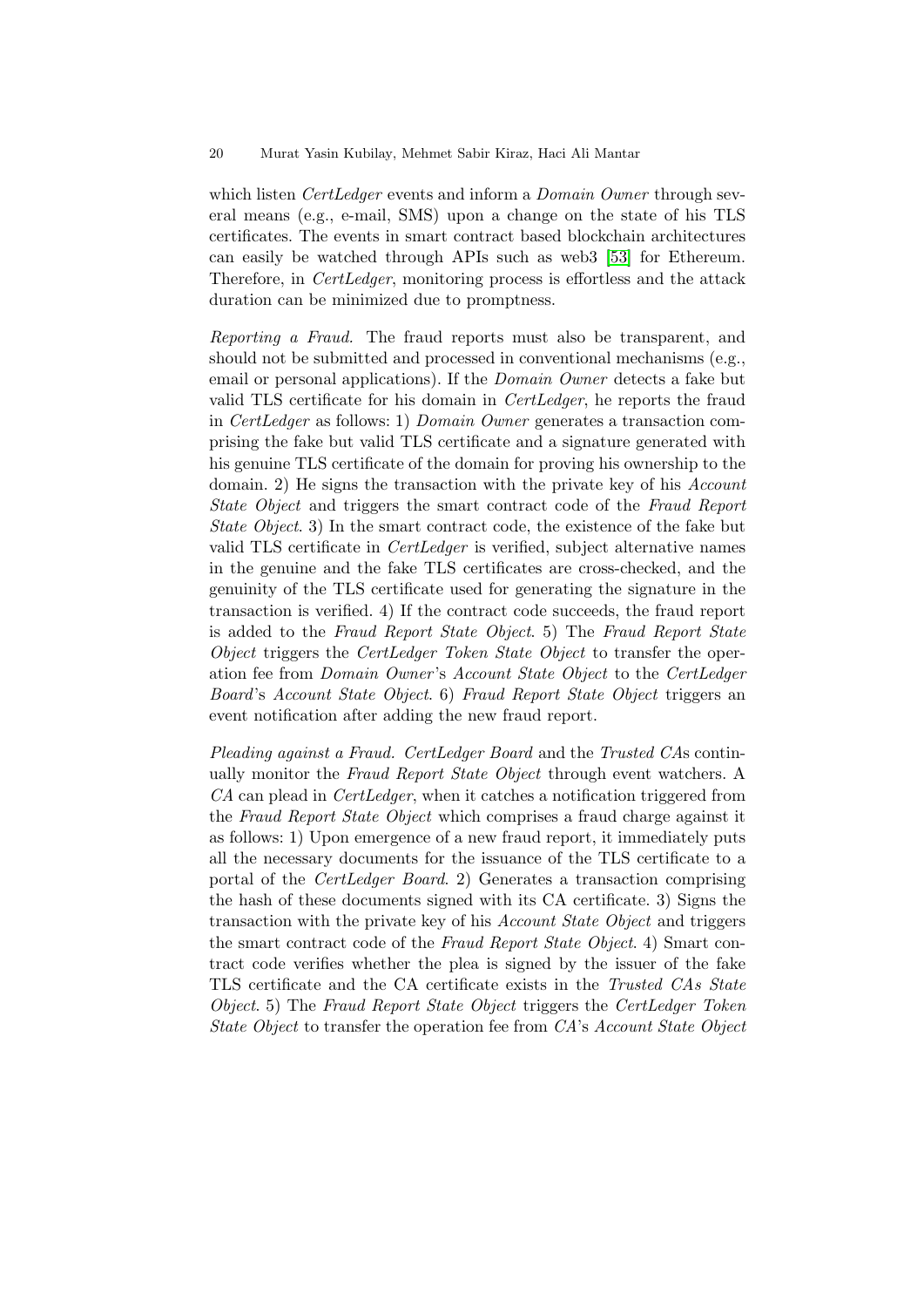which listen *CertLedger* events and inform a *Domain Owner* through several means (e.g., e-mail, SMS) upon a change on the state of his TLS certificates. The events in smart contract based blockchain architectures can easily be watched through APIs such as web3 [53] for Ethereum. Therefore, in *CertLedger*, monitoring process is effortless and the attack duration can be minimized due to promptness.

*Reporting a Fraud.* The fraud reports must also be transparent, and should not be submitted and processed in conventional mechanisms (e.g., email or personal applications). If the *Domain Owner* detects a fake but valid TLS certificate for his domain in *CertLedger*, he reports the fraud in *CertLedger* as follows: 1) *Domain Owner* generates a transaction comprising the fake but valid TLS certificate and a signature generated with his genuine TLS certificate of the domain for proving his ownership to the domain. 2) He signs the transaction with the private key of his *Account State Object* and triggers the smart contract code of the *Fraud Report State Object*. 3) In the smart contract code, the existence of the fake but valid TLS certificate in *CertLedger* is verified, subject alternative names in the genuine and the fake TLS certificates are cross-checked, and the genuinity of the TLS certificate used for generating the signature in the transaction is verified. 4) If the contract code succeeds, the fraud report is added to the *Fraud Report State Object*. 5) The *Fraud Report State Object* triggers the *CertLedger Token State Object* to transfer the operation fee from *Domain Owner*'s *Account State Object* to the *CertLedger Board*'s *Account State Object*. 6) *Fraud Report State Object* triggers an event notification after adding the new fraud report.

*Pleading against a Fraud.* *CertLedger Board* and the *Trusted CA*s continually monitor the *Fraud Report State Object* through event watchers. A *CA* can plead in *CertLedger*, when it catches a notification triggered from the *Fraud Report State Object* which comprises a fraud charge against it as follows: 1) Upon emergence of a new fraud report, it immediately puts all the necessary documents for the issuance of the TLS certificate to a portal of the *CertLedger Board*. 2) Generates a transaction comprising the hash of these documents signed with its CA certificate. 3) Signs the transaction with the private key of his *Account State Object* and triggers the smart contract code of the *Fraud Report State Object*. 4) Smart contract code verifies whether the plea is signed by the issuer of the fake TLS certificate and the CA certificate exists in the *Trusted CAs State Object*. 5) The *Fraud Report State Object* triggers the *CertLedger Token State Object* to transfer the operation fee from *CA*'s *Account State Object*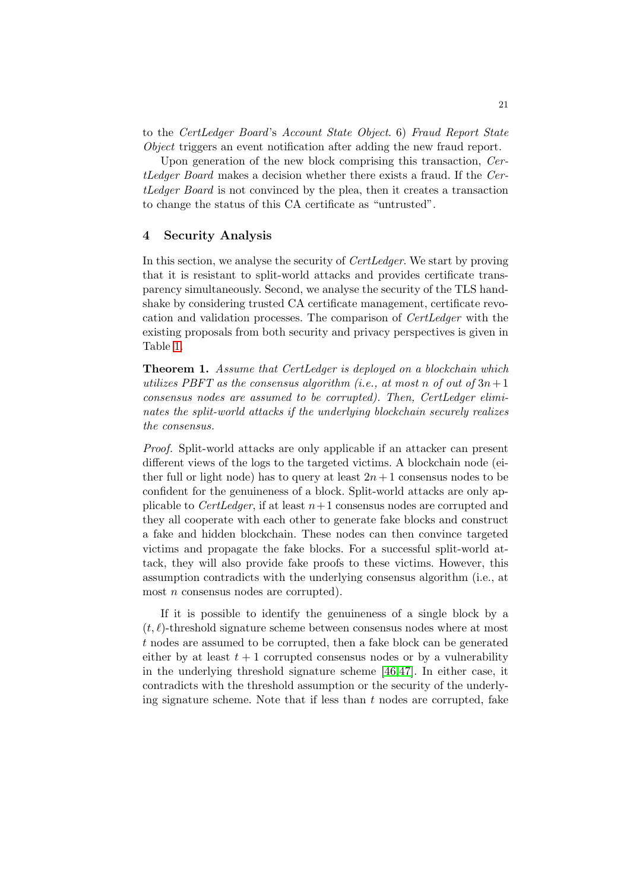to the *CertLedger Board*'s *Account State Object*. 6) *Fraud Report State Object* triggers an event notification after adding the new fraud report.

Upon generation of the new block comprising this transaction, *CertLedger Board* makes a decision whether there exists a fraud. If the *CertLedger Board* is not convinced by the plea, then it creates a transaction to change the status of this CA certificate as "untrusted".

## 4 Security Analysis

In this section, we analyse the security of *CertLedger*. We start by proving that it is resistant to split-world attacks and provides certificate transparency simultaneously. Second, we analyse the security of the TLS handshake by considering trusted CA certificate management, certificate revocation and validation processes. The comparison of *CertLedger* with the existing proposals from both security and privacy perspectives is given in Table 1.

**Theorem 1.** *Assume that CertLedger is deployed on a blockchain which utilizes PBFT as the consensus algorithm (i.e., at most $n$ of out of $3n+1$ consensus nodes are assumed to be corrupted). Then, CertLedger eliminates the split-world attacks if the underlying blockchain securely realizes the consensus.*

*Proof.* Split-world attacks are only applicable if an attacker can present different views of the logs to the targeted victims. A blockchain node (either full or light node) has to query at least $2n+1$ consensus nodes to be confident for the genuineness of a block. Split-world attacks are only applicable to *CertLedger*, if at least $n+1$ consensus nodes are corrupted and they all cooperate with each other to generate fake blocks and construct a fake and hidden blockchain. These nodes can then convince targeted victims and propagate the fake blocks. For a successful split-world attack, they will also provide fake proofs to these victims. However, this assumption contradicts with the underlying consensus algorithm (i.e., at most $n$ consensus nodes are corrupted).

If it is possible to identify the genuineness of a single block by a $(t, \ell)$-threshold signature scheme between consensus nodes where at most $t$ nodes are assumed to be corrupted, then a fake block can be generated either by at least $t+1$ corrupted consensus nodes or by a vulnerability in the underlying threshold signature scheme [46,47]. In either case, it contradicts with the threshold assumption or the security of the underlying signature scheme. Note that if less than $t$ nodes are corrupted, fake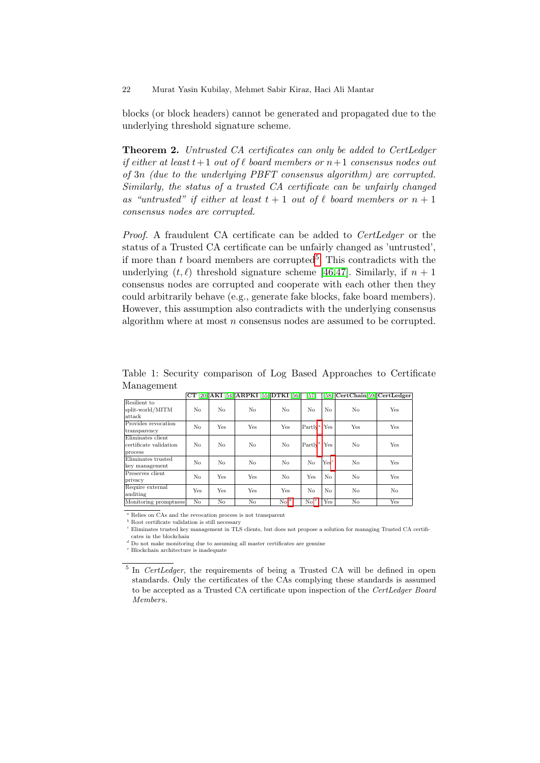blocks (or block headers) cannot be generated and propagated due to the underlying threshold signature scheme.

**Theorem 2.** *Untrusted CA certificates can only be added to CertLedger if either at least $t+1$ out of $\ell$ board members or $n+1$ consensus nodes out of $3n$ (due to the underlying PBFT consensus algorithm) are corrupted. Similarly, the status of a trusted CA certificate can be unfairly changed as "untrusted" if either at least $t+1$ out of $\ell$ board members or $n+1$ consensus nodes are corrupted.*

*Proof.* A fraudulent CA certificate can be added to *CertLedger* or the status of a Trusted CA certificate can be unfairly changed as 'untrusted', if more than $t$ board members are corrupted[5]. This contradicts with the underlying $(t, \ell)$ threshold signature scheme [46,47]. Similarly, if $n+1$ consensus nodes are corrupted and cooperate with each other then they could arbitrarily behave (e.g., generate fake blocks, fake board members). However, this assumption also contradicts with the underlying consensus algorithm where at most $n$ consensus nodes are assumed to be corrupted.

Table 1: Security comparison of Log Based Approaches to Certificate Management

| | **CT** [20] | **AKI** [54] | **ARPKI** [55] | **DTKI** [56] | [57] | [58] | **CertChain**[59] | **CertLedger** |
|---|---|---|---|---|---|---|---|---|
| Resilient to split-world/MITM attack | No | No | No | No | No | No | No | Yes |
| Provides revocation transparency | No | Yes | Yes | Yes | Partly[a] | Yes | Yes | Yes |
| Eliminates client certificate validation process | No | No | No | No | Partly[b] | Yes | No | Yes |
| Eliminates trusted key management | No | No | No | No | No | Yes[c] | No | Yes |
| Preserves client privacy | No | Yes | Yes | No | Yes | No | No | Yes |
| Require external auditing | Yes | Yes | Yes | Yes | No | No | No | No |
| Monitoring promptness | No | No | No | No[d] | No[e] | Yes | No | Yes |

[a] Relies on CAs and the revocation process is not transparent
[b] Root certificate validation is still necessary
[c] Eliminates trusted key management in TLS clients, but does not propose a solution for managing Trusted CA certificates in the blockchain
[d] Do not make monitoring due to assuming all master certificates are genuine
[e] Blockchain architecture is inadequate

[5] In *CertLedger*, the requirements of being a Trusted CA will be defined in open standards. Only the certificates of the CAs complying these standards is assumed to be accepted as a Trusted CA certificate upon inspection of the *CertLedger Board Member*s.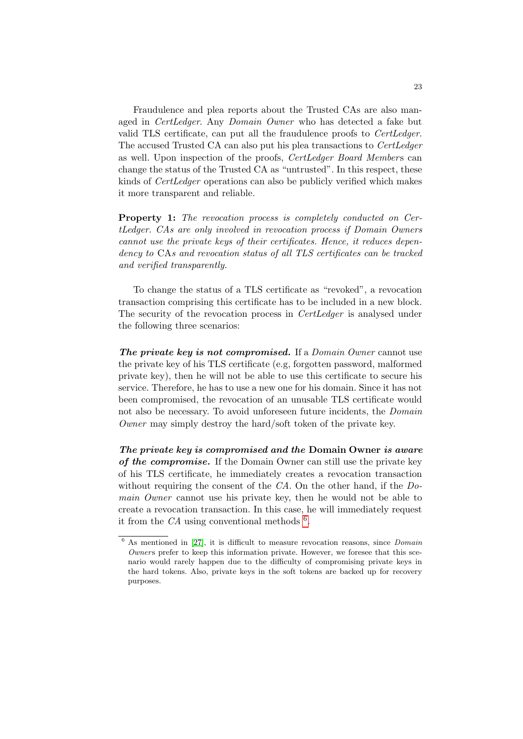Fraudulence and plea reports about the Trusted CAs are also managed in *CertLedger*. Any *Domain Owner* who has detected a fake but valid TLS certificate, can put all the fraudulence proofs to *CertLedger*. The accused Trusted CA can also put his plea transactions to *CertLedger* as well. Upon inspection of the proofs, *CertLedger Board Member*s can change the status of the Trusted CA as "untrusted". In this respect, these kinds of *CertLedger* operations can also be publicly verified which makes it more transparent and reliable.

**Property 1:** *The revocation process is completely conducted on CertLedger. CAs are only involved in revocation process if Domain Owners cannot use the private keys of their certificates. Hence, it reduces dependency to* CA*s and revocation status of all TLS certificates can be tracked and verified transparently.*

To change the status of a TLS certificate as "revoked", a revocation transaction comprising this certificate has to be included in a new block. The security of the revocation process in *CertLedger* is analysed under the following three scenarios:

***The private key is not compromised.*** If a *Domain Owner* cannot use the private key of his TLS certificate (e.g, forgotten password, malformed private key), then he will not be able to use this certificate to secure his service. Therefore, he has to use a new one for his domain. Since it has not been compromised, the revocation of an unusable TLS certificate would not also be necessary. To avoid unforeseen future incidents, the *Domain Owner* may simply destroy the hard/soft token of the private key.

***The private key is compromised and the* Domain Owner *is aware of the compromise.*** If the Domain Owner can still use the private key of his TLS certificate, he immediately creates a revocation transaction without requiring the consent of the *CA*. On the other hand, if the *Domain Owner* cannot use his private key, then he would not be able to create a revocation transaction. In this case, he will immediately request it from the *CA* using conventional methods [6].

[6] As mentioned in [27], it is difficult to measure revocation reasons, since *Domain Owner*s prefer to keep this information private. However, we foresee that this scenario would rarely happen due to the difficulty of compromising private keys in the hard tokens. Also, private keys in the soft tokens are backed up for recovery purposes.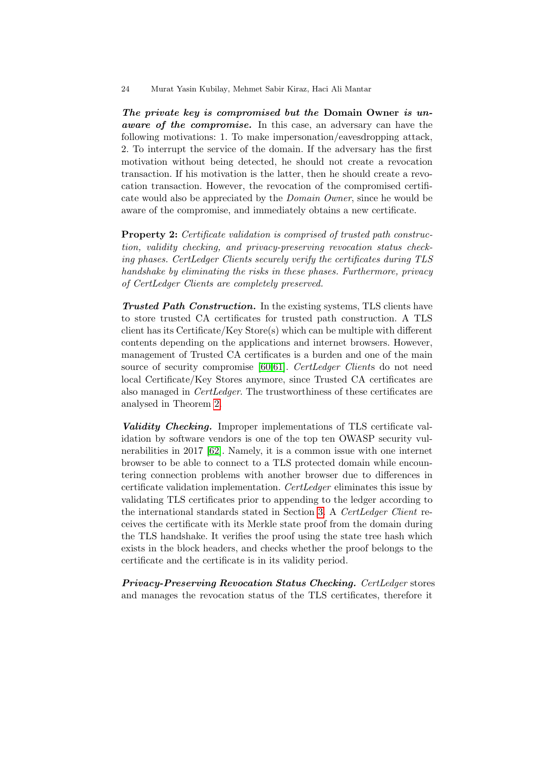***The private key is compromised but the* Domain Owner *is unaware of the compromise.*** In this case, an adversary can have the following motivations: 1. To make impersonation/eavesdropping attack, 2. To interrupt the service of the domain. If the adversary has the first motivation without being detected, he should not create a revocation transaction. If his motivation is the latter, then he should create a revocation transaction. However, the revocation of the compromised certificate would also be appreciated by the *Domain Owner*, since he would be aware of the compromise, and immediately obtains a new certificate.

**Property 2:** *Certificate validation is comprised of trusted path construction, validity checking, and privacy-preserving revocation status checking phases. CertLedger Clients securely verify the certificates during TLS handshake by eliminating the risks in these phases. Furthermore, privacy of CertLedger Clients are completely preserved.*

***Trusted Path Construction.*** In the existing systems, TLS clients have to store trusted CA certificates for trusted path construction. A TLS client has its Certificate/Key Store(s) which can be multiple with different contents depending on the applications and internet browsers. However, management of Trusted CA certificates is a burden and one of the main source of security compromise [60,61]. *CertLedger Client*s do not need local Certificate/Key Stores anymore, since Trusted CA certificates are also managed in *CertLedger*. The trustworthiness of these certificates are analysed in Theorem 2.

***Validity Checking.*** Improper implementations of TLS certificate validation by software vendors is one of the top ten OWASP security vulnerabilities in 2017 [62]. Namely, it is a common issue with one internet browser to be able to connect to a TLS protected domain while encountering connection problems with another browser due to differences in certificate validation implementation. *CertLedger* eliminates this issue by validating TLS certificates prior to appending to the ledger according to the international standards stated in Section 3. A *CertLedger Client* receives the certificate with its Merkle state proof from the domain during the TLS handshake. It verifies the proof using the state tree hash which exists in the block headers, and checks whether the proof belongs to the certificate and the certificate is in its validity period.

***Privacy-Preserving Revocation Status Checking.*** *CertLedger* stores and manages the revocation status of the TLS certificates, therefore it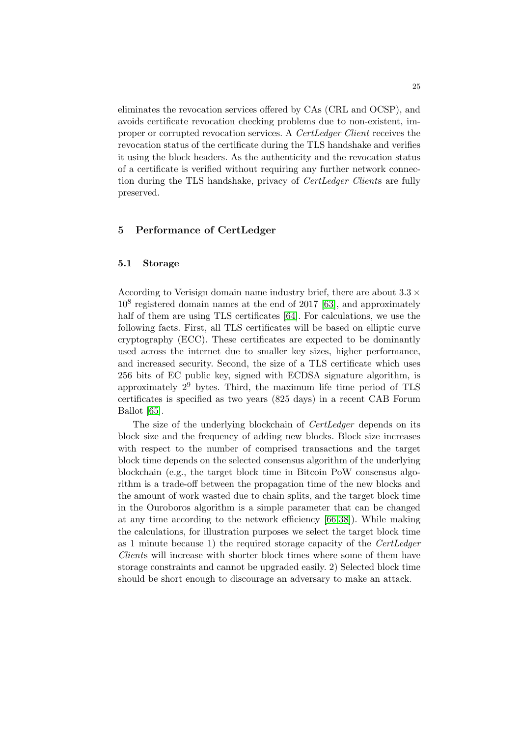eliminates the revocation services offered by CAs (CRL and OCSP), and avoids certificate revocation checking problems due to non-existent, improper or corrupted revocation services. A *CertLedger Client* receives the revocation status of the certificate during the TLS handshake and verifies it using the block headers. As the authenticity and the revocation status of a certificate is verified without requiring any further network connection during the TLS handshake, privacy of *CertLedger Client*s are fully preserved.

## 5 Performance of CertLedger

### 5.1 Storage

According to Verisign domain name industry brief, there are about $3.3 \times 10^8$ registered domain names at the end of 2017 [63], and approximately half of them are using TLS certificates [64]. For calculations, we use the following facts. First, all TLS certificates will be based on elliptic curve cryptography (ECC). These certificates are expected to be dominantly used across the internet due to smaller key sizes, higher performance, and increased security. Second, the size of a TLS certificate which uses 256 bits of EC public key, signed with ECDSA signature algorithm, is approximately $2^9$ bytes. Third, the maximum life time period of TLS certificates is specified as two years (825 days) in a recent CAB Forum Ballot [65].

The size of the underlying blockchain of *CertLedger* depends on its block size and the frequency of adding new blocks. Block size increases with respect to the number of comprised transactions and the target block time depends on the selected consensus algorithm of the underlying blockchain (e.g., the target block time in Bitcoin PoW consensus algorithm is a trade-off between the propagation time of the new blocks and the amount of work wasted due to chain splits, and the target block time in the Ouroboros algorithm is a simple parameter that can be changed at any time according to the network efficiency [66,38]). While making the calculations, for illustration purposes we select the target block time as 1 minute because 1) the required storage capacity of the *CertLedger Client*s will increase with shorter block times where some of them have storage constraints and cannot be upgraded easily. 2) Selected block time should be short enough to discourage an adversary to make an attack.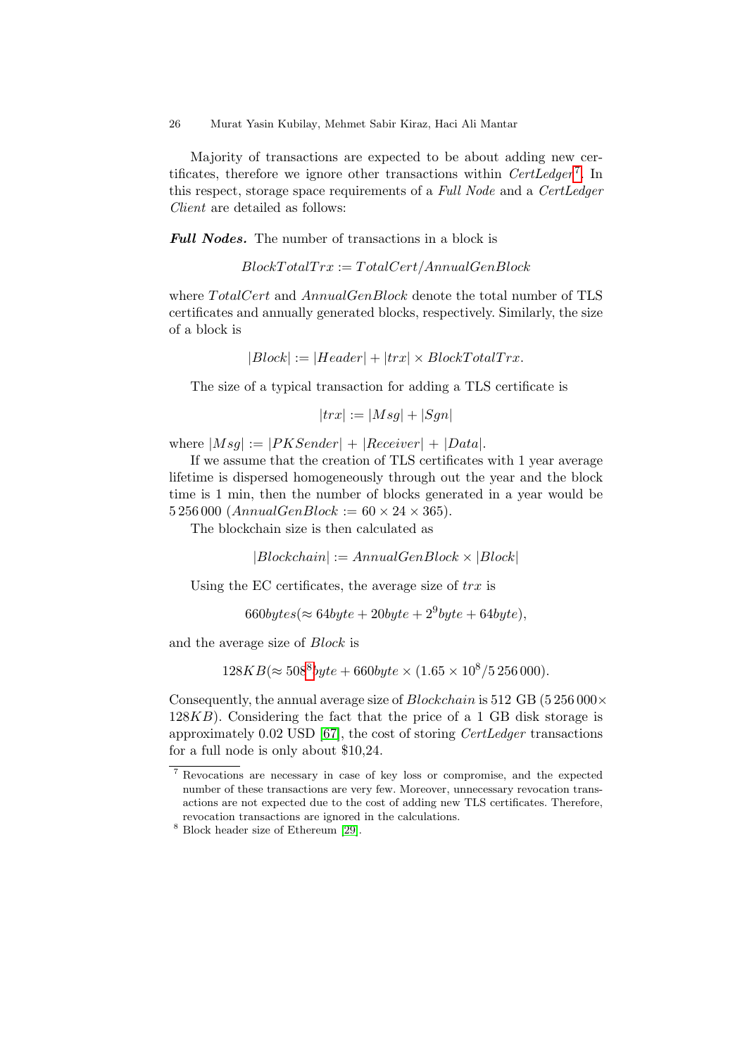Majority of transactions are expected to be about adding new certificates, therefore we ignore other transactions within *CertLedger*[7]. In this respect, storage space requirements of a *Full Node* and a *CertLedger Client* are detailed as follows:

***Full Nodes.*** The number of transactions in a block is

$$BlockTotalTrx := TotalCert/AnnualGenBlock$$

where $TotalCert$ and $AnnualGenBlock$ denote the total number of TLS certificates and annually generated blocks, respectively. Similarly, the size of a block is

$$|Block| := |Header| + |trx| \times BlockTotalTrx.$$

The size of a typical transaction for adding a TLS certificate is

$$|trx| := |Msg| + |Sgn|$$

where $|Msg| := |PKSender| + |Receiver| + |Data|$.

If we assume that the creation of TLS certificates with 1 year average lifetime is dispersed homogeneously through out the year and the block time is 1 min, then the number of blocks generated in a year would be 5 256 000 ($AnnualGenBlock := 60 \times 24 \times 365$).

The blockchain size is then calculated as

$$|Blockchain| := AnnualGenBlock \times |Block|$$

Using the EC certificates, the average size of $trx$ is

$$660bytes (\approx 64byte + 20byte + 2^9 byte + 64byte),$$

and the average size of $Block$ is

$$128KB (\approx 508^{8} byte + 660byte \times (1.65 \times 10^8 / 5\,256\,000).$$

Consequently, the annual average size of $Blockchain$ is 512 GB ($5\,256\,000 \times 128KB$). Considering the fact that the price of a 1 GB disk storage is approximately 0.02 USD [67], the cost of storing *CertLedger* transactions for a full node is only about \$10,24.

---

[7] Revocations are necessary in case of key loss or compromise, and the expected number of these transactions are very few. Moreover, unnecessary revocation transactions are not expected due to the cost of adding new TLS certificates. Therefore, revocation transactions are ignored in the calculations.

[8] Block header size of Ethereum [29].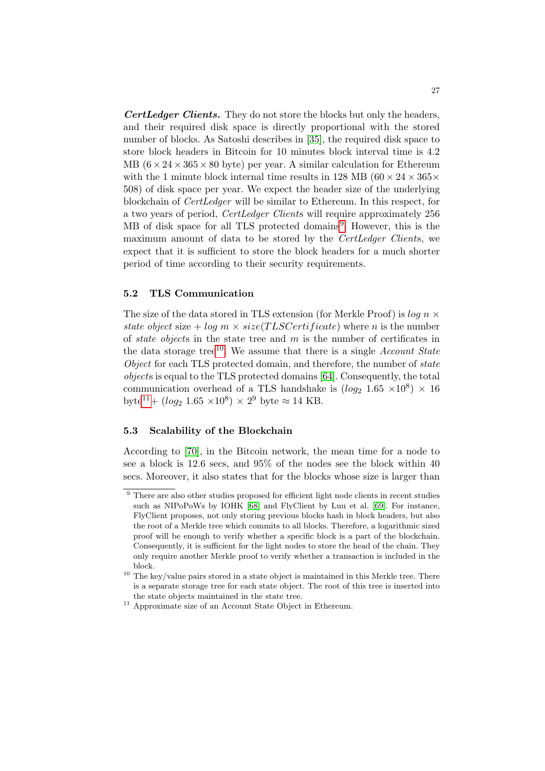***CertLedger Clients.*** They do not store the blocks but only the headers, and their required disk space is directly proportional with the stored number of blocks. As Satoshi describes in [35], the required disk space to store block headers in Bitcoin for 10 minutes block interval time is 4.2 MB ($6 \times 24 \times 365 \times 80$ byte) per year. A similar calculation for Ethereum with the 1 minute block internal time results in 128 MB ($60 \times 24 \times 365 \times 508$) of disk space per year. We expect the header size of the underlying blockchain of *CertLedger* will be similar to Ethereum. In this respect, for a two years of period, *CertLedger Clients* will require approximately 256 MB of disk space for all TLS protected domains[9]. However, this is the maximum amount of data to be stored by the *CertLedger Clients*, we expect that it is sufficient to store the block headers for a much shorter period of time according to their security requirements.

### 5.2 TLS Communication

The size of the data stored in TLS extension (for Merkle Proof) is $log\ n \times$ *state object* size $+\ log\ m \times size(TLSCertificate)$ where $n$ is the number of *state objects* in the state tree and $m$ is the number of certificates in the data storage tree[10]. We assume that there is a single *Account State Object* for each TLS protected domain, and therefore, the number of *state objects* is equal to the TLS protected domains [64]. Consequently, the total communication overhead of a TLS handshake is $(log_2\ 1.65 \times 10^8) \times 16$ byte[11] $+\ (log_2\ 1.65 \times 10^8) \times 2^9$ byte $\approx 14$ KB.

### 5.3 Scalability of the Blockchain

According to [70], in the Bitcoin network, the mean time for a node to see a block is 12.6 secs, and 95% of the nodes see the block within 40 secs. Moreover, it also states that for the blocks whose size is larger than

---

[9] There are also other studies proposed for efficient light node clients in recent studies such as NIPoPoWs by IOHK [68] and FlyClient by Luu et al. [69]. For instance, FlyClient proposes, not only storing previous blocks hash in block headers, but also the root of a Merkle tree which commits to all blocks. Therefore, a logarithmic sized proof will be enough to verify whether a specific block is a part of the blockchain. Consequently, it is sufficient for the light nodes to store the head of the chain. They only require another Merkle proof to verify whether a transaction is included in the block.

[10] The key/value pairs stored in a state object is maintained in this Merkle tree. There is a separate storage tree for each state object. The root of this tree is inserted into the state objects maintained in the state tree.

[11] Approximate size of an Account State Object in Ethereum.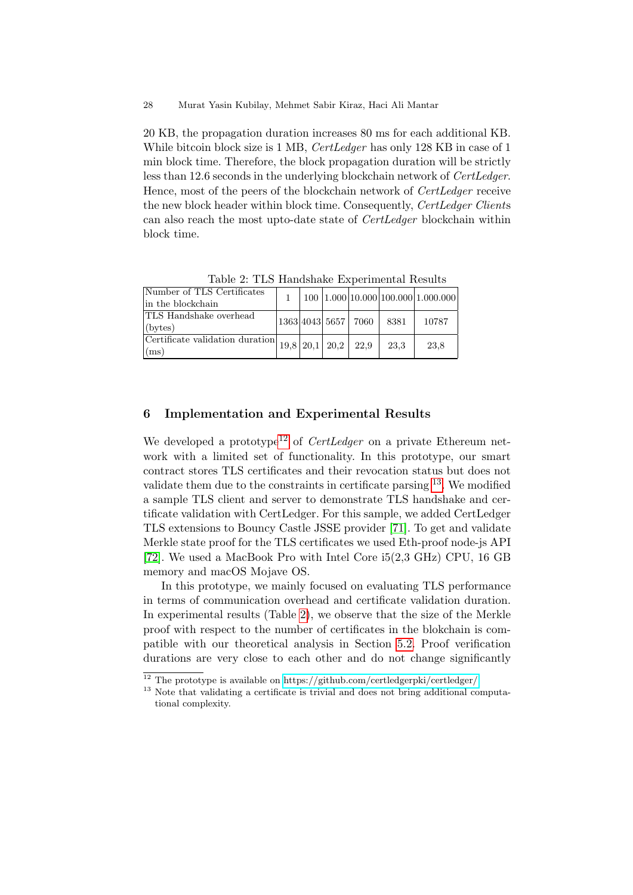20 KB, the propagation duration increases 80 ms for each additional KB. While bitcoin block size is 1 MB, *CertLedger* has only 128 KB in case of 1 min block time. Therefore, the block propagation duration will be strictly less than 12.6 seconds in the underlying blockchain network of *CertLedger*. Hence, most of the peers of the blockchain network of *CertLedger* receive the new block header within block time. Consequently, *CertLedger Clients* can also reach the most upto-date state of *CertLedger* blockchain within block time.

Table 2: TLS Handshake Experimental Results

| Number of TLS Certificates in the blockchain | 1 | 100 | 1.000 | 10.000 | 100.000 | 1.000.000 |
|---|---|---|---|---|---|---|
| TLS Handshake overhead (bytes) | 1363 | 4043 | 5657 | 7060 | 8381 | 10787 |
| Certificate validation duration (ms) | 19,8 | 20,1 | 20,2 | 22,9 | 23,3 | 23,8 |

## 6 Implementation and Experimental Results

We developed a prototype[12] of *CertLedger* on a private Ethereum network with a limited set of functionality. In this prototype, our smart contract stores TLS certificates and their revocation status but does not validate them due to the constraints in certificate parsing [13]. We modified a sample TLS client and server to demonstrate TLS handshake and certificate validation with CertLedger. For this sample, we added CertLedger TLS extensions to Bouncy Castle JSSE provider [71]. To get and validate Merkle state proof for the TLS certificates we used Eth-proof node-js API [72]. We used a MacBook Pro with Intel Core i5(2,3 GHz) CPU, 16 GB memory and macOS Mojave OS.

In this prototype, we mainly focused on evaluating TLS performance in terms of communication overhead and certificate validation duration. In experimental results (Table 2), we observe that the size of the Merkle proof with respect to the number of certificates in the blokchain is compatible with our theoretical analysis in Section 5.2. Proof verification durations are very close to each other and do not change significantly

[12] The prototype is available on https://github.com/certledgerpki/certledger/

[13] Note that validating a certificate is trivial and does not bring additional computational complexity.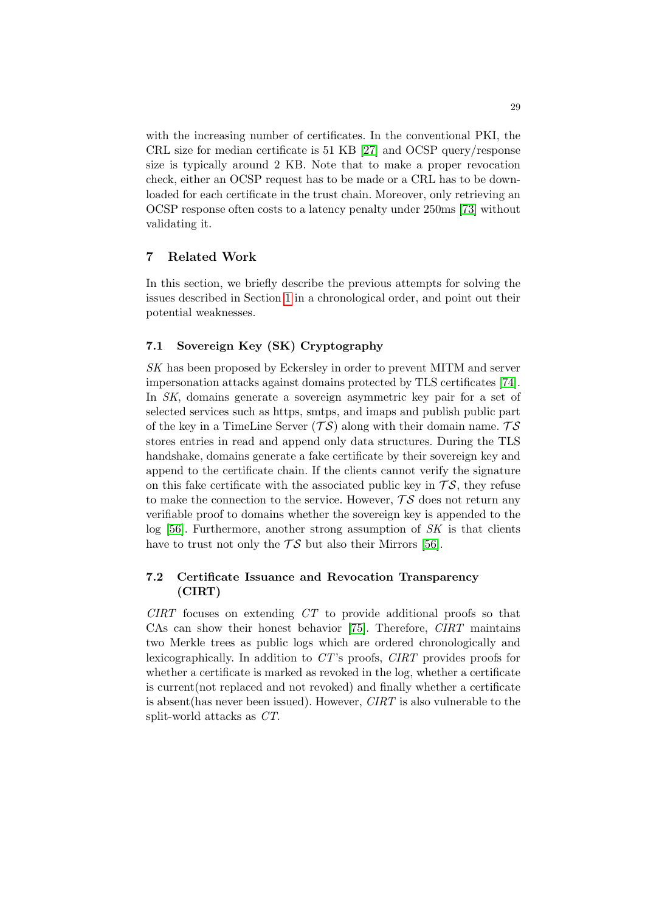with the increasing number of certificates. In the conventional PKI, the CRL size for median certificate is 51 KB [27] and OCSP query/response size is typically around 2 KB. Note that to make a proper revocation check, either an OCSP request has to be made or a CRL has to be downloaded for each certificate in the trust chain. Moreover, only retrieving an OCSP response often costs to a latency penalty under 250ms [73] without validating it.

## 7 Related Work

In this section, we briefly describe the previous attempts for solving the issues described in Section 1 in a chronological order, and point out their potential weaknesses.

### 7.1 Sovereign Key (SK) Cryptography

*SK* has been proposed by Eckersley in order to prevent MITM and server impersonation attacks against domains protected by TLS certificates [74]. In *SK*, domains generate a sovereign asymmetric key pair for a set of selected services such as https, smtps, and imaps and publish public part of the key in a TimeLine Server ($\mathcal{TS}$) along with their domain name. $\mathcal{TS}$ stores entries in read and append only data structures. During the TLS handshake, domains generate a fake certificate by their sovereign key and append to the certificate chain. If the clients cannot verify the signature on this fake certificate with the associated public key in $\mathcal{TS}$, they refuse to make the connection to the service. However, $\mathcal{TS}$ does not return any verifiable proof to domains whether the sovereign key is appended to the log [56]. Furthermore, another strong assumption of *SK* is that clients have to trust not only the $\mathcal{TS}$ but also their Mirrors [56].

### 7.2 Certificate Issuance and Revocation Transparency (CIRT)

*CIRT* focuses on extending *CT* to provide additional proofs so that CAs can show their honest behavior [75]. Therefore, *CIRT* maintains two Merkle trees as public logs which are ordered chronologically and lexicographically. In addition to *CT*'s proofs, *CIRT* provides proofs for whether a certificate is marked as revoked in the log, whether a certificate is current(not replaced and not revoked) and finally whether a certificate is absent(has never been issued). However, *CIRT* is also vulnerable to the split-world attacks as *CT*.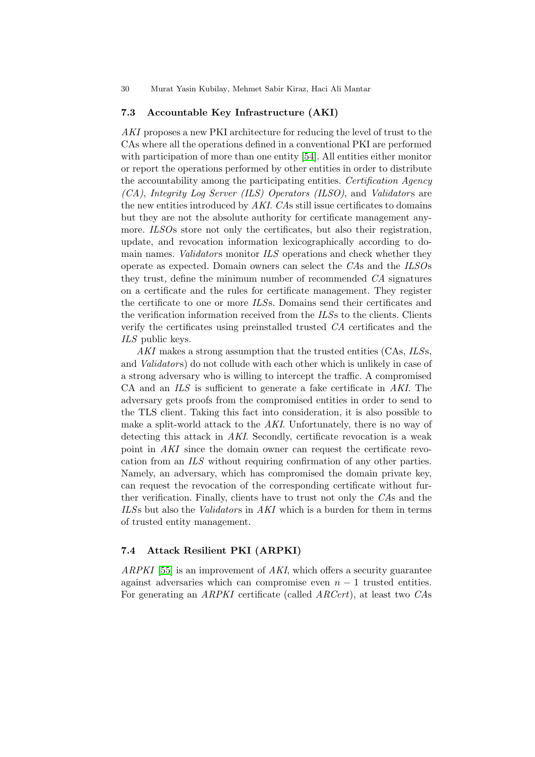### 7.3 Accountable Key Infrastructure (AKI)

*AKI* proposes a new PKI architecture for reducing the level of trust to the CAs where all the operations defined in a conventional PKI are performed with participation of more than one entity [54]. All entities either monitor or report the operations performed by other entities in order to distribute the accountability among the participating entities. *Certification Agency (CA)*, *Integrity Log Server (ILS) Operators (ILSO)*, and *Validator*s are the new entities introduced by *AKI*. *CA*s still issue certificates to domains but they are not the absolute authority for certificate management anymore. *ILSO*s store not only the certificates, but also their registration, update, and revocation information lexicographically according to domain names. *Validator*s monitor *ILS* operations and check whether they operate as expected. Domain owners can select the *CA*s and the *ILSO*s they trust, define the minimum number of recommended *CA* signatures on a certificate and the rules for certificate management. They register the certificate to one or more *ILS*s. Domains send their certificates and the verification information received from the *ILS*s to the clients. Clients verify the certificates using preinstalled trusted *CA* certificates and the *ILS* public keys.

*AKI* makes a strong assumption that the trusted entities (CAs, *ILS*s, and *Validator*s) do not collude with each other which is unlikely in case of a strong adversary who is willing to intercept the traffic. A compromised CA and an *ILS* is sufficient to generate a fake certificate in *AKI*. The adversary gets proofs from the compromised entities in order to send to the TLS client. Taking this fact into consideration, it is also possible to make a split-world attack to the *AKI*. Unfortunately, there is no way of detecting this attack in *AKI*. Secondly, certificate revocation is a weak point in *AKI* since the domain owner can request the certificate revocation from an *ILS* without requiring confirmation of any other parties. Namely, an adversary, which has compromised the domain private key, can request the revocation of the corresponding certificate without further verification. Finally, clients have to trust not only the *CA*s and the *ILS*s but also the *Validator*s in *AKI* which is a burden for them in terms of trusted entity management.

### 7.4 Attack Resilient PKI (ARPKI)

*ARPKI* [55] is an improvement of *AKI*, which offers a security guarantee against adversaries which can compromise even $n - 1$ trusted entities. For generating an *ARPKI* certificate (called *ARCert*), at least two *CA*s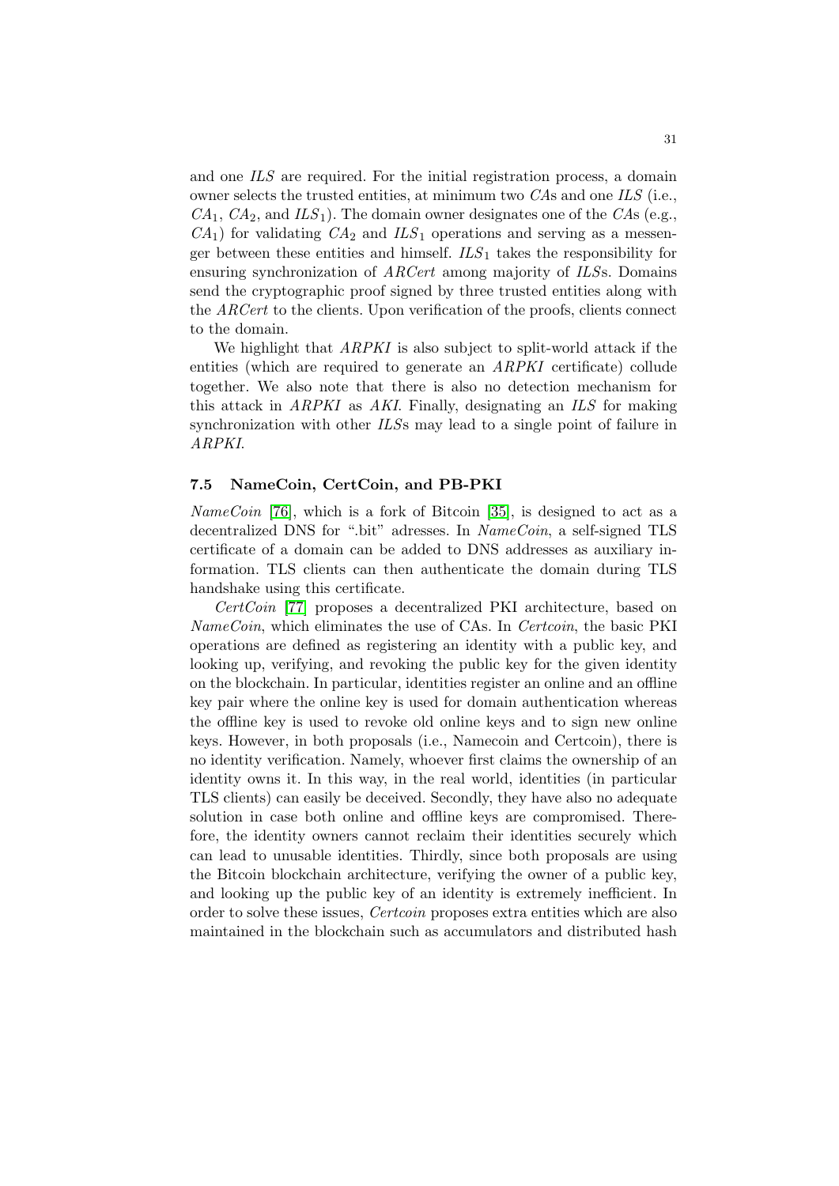and one *ILS* are required. For the initial registration process, a domain owner selects the trusted entities, at minimum two *CA*s and one *ILS* (i.e., $CA_1$, $CA_2$, and $ILS_1$). The domain owner designates one of the *CA*s (e.g., $CA_1$) for validating $CA_2$ and $ILS_1$ operations and serving as a messenger between these entities and himself. $ILS_1$ takes the responsibility for ensuring synchronization of *ARCert* among majority of *ILS*s. Domains send the cryptographic proof signed by three trusted entities along with the *ARCert* to the clients. Upon verification of the proofs, clients connect to the domain.

We highlight that *ARPKI* is also subject to split-world attack if the entities (which are required to generate an *ARPKI* certificate) collude together. We also note that there is also no detection mechanism for this attack in *ARPKI* as *AKI*. Finally, designating an *ILS* for making synchronization with other *ILS*s may lead to a single point of failure in *ARPKI*.

### 7.5 NameCoin, CertCoin, and PB-PKI

*NameCoin* [76], which is a fork of Bitcoin [35], is designed to act as a decentralized DNS for ".bit" adresses. In *NameCoin*, a self-signed TLS certificate of a domain can be added to DNS addresses as auxiliary information. TLS clients can then authenticate the domain during TLS handshake using this certificate.

*CertCoin* [77] proposes a decentralized PKI architecture, based on *NameCoin*, which eliminates the use of CAs. In *Certcoin*, the basic PKI operations are defined as registering an identity with a public key, and looking up, verifying, and revoking the public key for the given identity on the blockchain. In particular, identities register an online and an offline key pair where the online key is used for domain authentication whereas the offline key is used to revoke old online keys and to sign new online keys. However, in both proposals (i.e., Namecoin and Certcoin), there is no identity verification. Namely, whoever first claims the ownership of an identity owns it. In this way, in the real world, identities (in particular TLS clients) can easily be deceived. Secondly, they have also no adequate solution in case both online and offline keys are compromised. Therefore, the identity owners cannot reclaim their identities securely which can lead to unusable identities. Thirdly, since both proposals are using the Bitcoin blockchain architecture, verifying the owner of a public key, and looking up the public key of an identity is extremely inefficient. In order to solve these issues, *Certcoin* proposes extra entities which are also maintained in the blockchain such as accumulators and distributed hash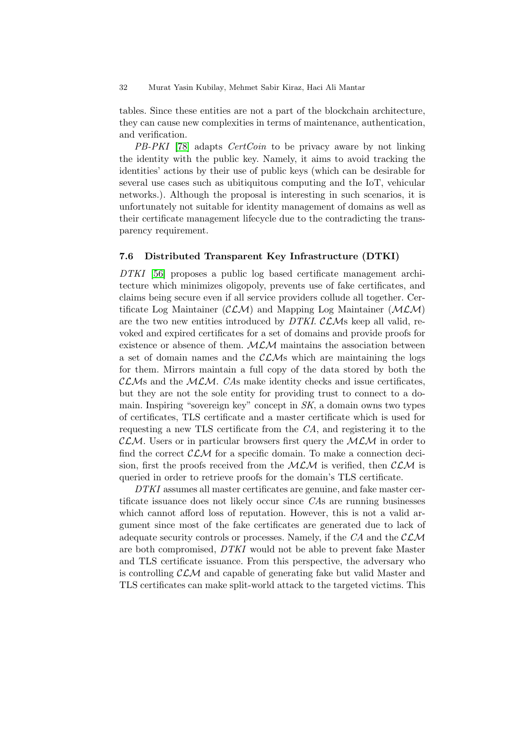tables. Since these entities are not a part of the blockchain architecture, they can cause new complexities in terms of maintenance, authentication, and verification.

*PB-PKI* [78] adapts *CertCoin* to be privacy aware by not linking the identity with the public key. Namely, it aims to avoid tracking the identities' actions by their use of public keys (which can be desirable for several use cases such as ubitiquitous computing and the IoT, vehicular networks.). Although the proposal is interesting in such scenarios, it is unfortunately not suitable for identity management of domains as well as their certificate management lifecycle due to the contradicting the transparency requirement.

### 7.6 Distributed Transparent Key Infrastructure (DTKI)

*DTKI* [56] proposes a public log based certificate management architecture which minimizes oligopoly, prevents use of fake certificates, and claims being secure even if all service providers collude all together. Certificate Log Maintainer ($\mathcal{CLM}$) and Mapping Log Maintainer ($\mathcal{MLM}$) are the two new entities introduced by *DTKI*. $\mathcal{CLM}$s keep all valid, revoked and expired certificates for a set of domains and provide proofs for existence or absence of them. $\mathcal{MLM}$ maintains the association between a set of domain names and the $\mathcal{CLM}$s which are maintaining the logs for them. Mirrors maintain a full copy of the data stored by both the $\mathcal{CLM}$s and the $\mathcal{MLM}$. *CA*s make identity checks and issue certificates, but they are not the sole entity for providing trust to connect to a domain. Inspiring "sovereign key" concept in *SK*, a domain owns two types of certificates, TLS certificate and a master certificate which is used for requesting a new TLS certificate from the *CA*, and registering it to the $\mathcal{CLM}$. Users or in particular browsers first query the $\mathcal{MLM}$ in order to find the correct $\mathcal{CLM}$ for a specific domain. To make a connection decision, first the proofs received from the $\mathcal{MLM}$ is verified, then $\mathcal{CLM}$ is queried in order to retrieve proofs for the domain's TLS certificate.

*DTKI* assumes all master certificates are genuine, and fake master certificate issuance does not likely occur since *CA*s are running businesses which cannot afford loss of reputation. However, this is not a valid argument since most of the fake certificates are generated due to lack of adequate security controls or processes. Namely, if the *CA* and the $\mathcal{CLM}$ are both compromised, *DTKI* would not be able to prevent fake Master and TLS certificate issuance. From this perspective, the adversary who is controlling $\mathcal{CLM}$ and capable of generating fake but valid Master and TLS certificates can make split-world attack to the targeted victims. This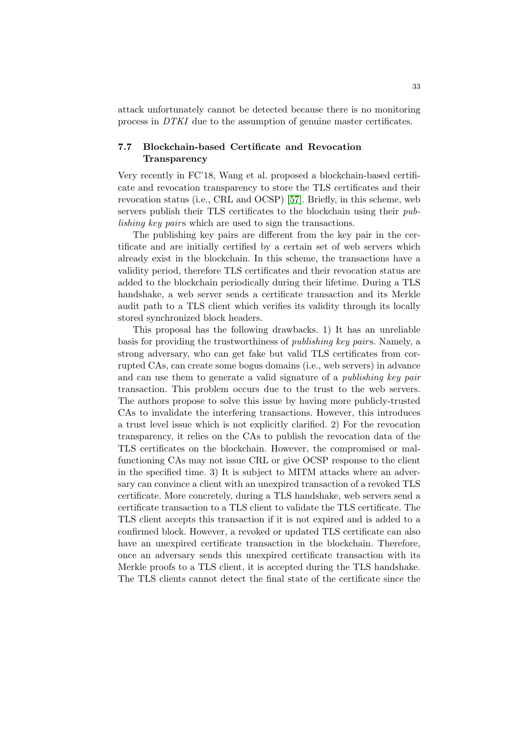attack unfortunately cannot be detected because there is no monitoring process in *DTKI* due to the assumption of genuine master certificates.

### 7.7 Blockchain-based Certificate and Revocation Transparency

Very recently in FC'18, Wang et al. proposed a blockchain-based certificate and revocation transparency to store the TLS certificates and their revocation status (i.e., CRL and OCSP) [57]. Briefly, in this scheme, web servers publish their TLS certificates to the blockchain using their *publishing key pair*s which are used to sign the transactions.

The publishing key pairs are different from the key pair in the certificate and are initially certified by a certain set of web servers which already exist in the blockchain. In this scheme, the transactions have a validity period, therefore TLS certificates and their revocation status are added to the blockchain periodically during their lifetime. During a TLS handshake, a web server sends a certificate transaction and its Merkle audit path to a TLS client which verifies its validity through its locally stored synchronized block headers.

This proposal has the following drawbacks. 1) It has an unreliable basis for providing the trustworthiness of *publishing key pair*s. Namely, a strong adversary, who can get fake but valid TLS certificates from corrupted CAs, can create some bogus domains (i.e., web servers) in advance and can use them to generate a valid signature of a *publishing key pair* transaction. This problem occurs due to the trust to the web servers. The authors propose to solve this issue by having more publicly-trusted CAs to invalidate the interfering transactions. However, this introduces a trust level issue which is not explicitly clarified. 2) For the revocation transparency, it relies on the CAs to publish the revocation data of the TLS certificates on the blockchain. However, the compromised or malfunctioning CAs may not issue CRL or give OCSP response to the client in the specified time. 3) It is subject to MITM attacks where an adversary can convince a client with an unexpired transaction of a revoked TLS certificate. More concretely, during a TLS handshake, web servers send a certificate transaction to a TLS client to validate the TLS certificate. The TLS client accepts this transaction if it is not expired and is added to a confirmed block. However, a revoked or updated TLS certificate can also have an unexpired certificate transaction in the blockchain. Therefore, once an adversary sends this unexpired certificate transaction with its Merkle proofs to a TLS client, it is accepted during the TLS handshake. The TLS clients cannot detect the final state of the certificate since the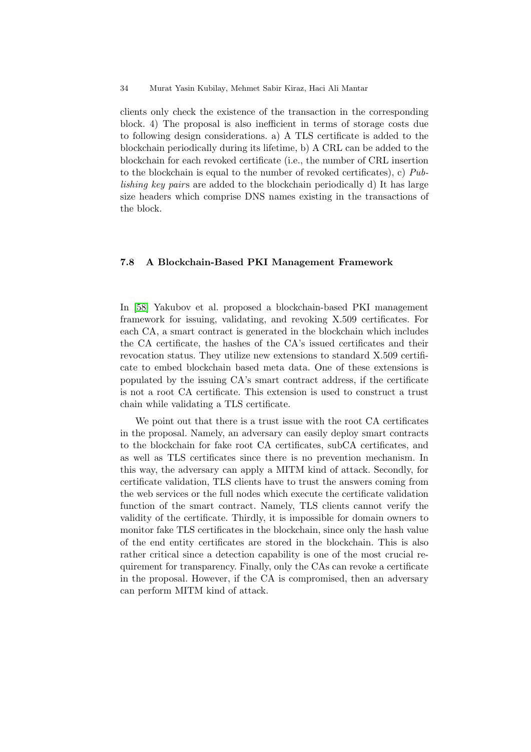clients only check the existence of the transaction in the corresponding block. 4) The proposal is also inefficient in terms of storage costs due to following design considerations. a) A TLS certificate is added to the blockchain periodically during its lifetime, b) A CRL can be added to the blockchain for each revoked certificate (i.e., the number of CRL insertion to the blockchain is equal to the number of revoked certificates), c) *Publishing key pair*s are added to the blockchain periodically d) It has large size headers which comprise DNS names existing in the transactions of the block.

### 7.8 A Blockchain-Based PKI Management Framework

In [58] Yakubov et al. proposed a blockchain-based PKI management framework for issuing, validating, and revoking X.509 certificates. For each CA, a smart contract is generated in the blockchain which includes the CA certificate, the hashes of the CA's issued certificates and their revocation status. They utilize new extensions to standard X.509 certificate to embed blockchain based meta data. One of these extensions is populated by the issuing CA's smart contract address, if the certificate is not a root CA certificate. This extension is used to construct a trust chain while validating a TLS certificate.

We point out that there is a trust issue with the root CA certificates in the proposal. Namely, an adversary can easily deploy smart contracts to the blockchain for fake root CA certificates, subCA certificates, and as well as TLS certificates since there is no prevention mechanism. In this way, the adversary can apply a MITM kind of attack. Secondly, for certificate validation, TLS clients have to trust the answers coming from the web services or the full nodes which execute the certificate validation function of the smart contract. Namely, TLS clients cannot verify the validity of the certificate. Thirdly, it is impossible for domain owners to monitor fake TLS certificates in the blockchain, since only the hash value of the end entity certificates are stored in the blockchain. This is also rather critical since a detection capability is one of the most crucial requirement for transparency. Finally, only the CAs can revoke a certificate in the proposal. However, if the CA is compromised, then an adversary can perform MITM kind of attack.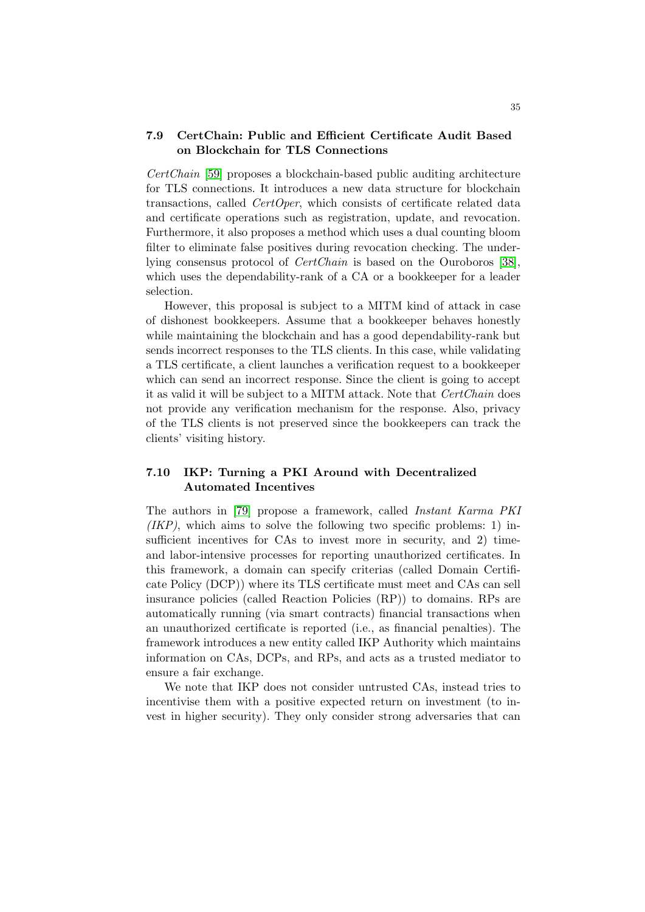### 7.9 CertChain: Public and Efficient Certificate Audit Based on Blockchain for TLS Connections

*CertChain* [59] proposes a blockchain-based public auditing architecture for TLS connections. It introduces a new data structure for blockchain transactions, called *CertOper*, which consists of certificate related data and certificate operations such as registration, update, and revocation. Furthermore, it also proposes a method which uses a dual counting bloom filter to eliminate false positives during revocation checking. The underlying consensus protocol of *CertChain* is based on the Ouroboros [38], which uses the dependability-rank of a CA or a bookkeeper for a leader selection.

However, this proposal is subject to a MITM kind of attack in case of dishonest bookkeepers. Assume that a bookkeeper behaves honestly while maintaining the blockchain and has a good dependability-rank but sends incorrect responses to the TLS clients. In this case, while validating a TLS certificate, a client launches a verification request to a bookkeeper which can send an incorrect response. Since the client is going to accept it as valid it will be subject to a MITM attack. Note that *CertChain* does not provide any verification mechanism for the response. Also, privacy of the TLS clients is not preserved since the bookkeepers can track the clients' visiting history.

### 7.10 IKP: Turning a PKI Around with Decentralized Automated Incentives

The authors in [79] propose a framework, called *Instant Karma PKI (IKP)*, which aims to solve the following two specific problems: 1) insufficient incentives for CAs to invest more in security, and 2) time- and labor-intensive processes for reporting unauthorized certificates. In this framework, a domain can specify criterias (called Domain Certificate Policy (DCP)) where its TLS certificate must meet and CAs can sell insurance policies (called Reaction Policies (RP)) to domains. RPs are automatically running (via smart contracts) financial transactions when an unauthorized certificate is reported (i.e., as financial penalties). The framework introduces a new entity called IKP Authority which maintains information on CAs, DCPs, and RPs, and acts as a trusted mediator to ensure a fair exchange.

We note that IKP does not consider untrusted CAs, instead tries to incentivise them with a positive expected return on investment (to invest in higher security). They only consider strong adversaries that can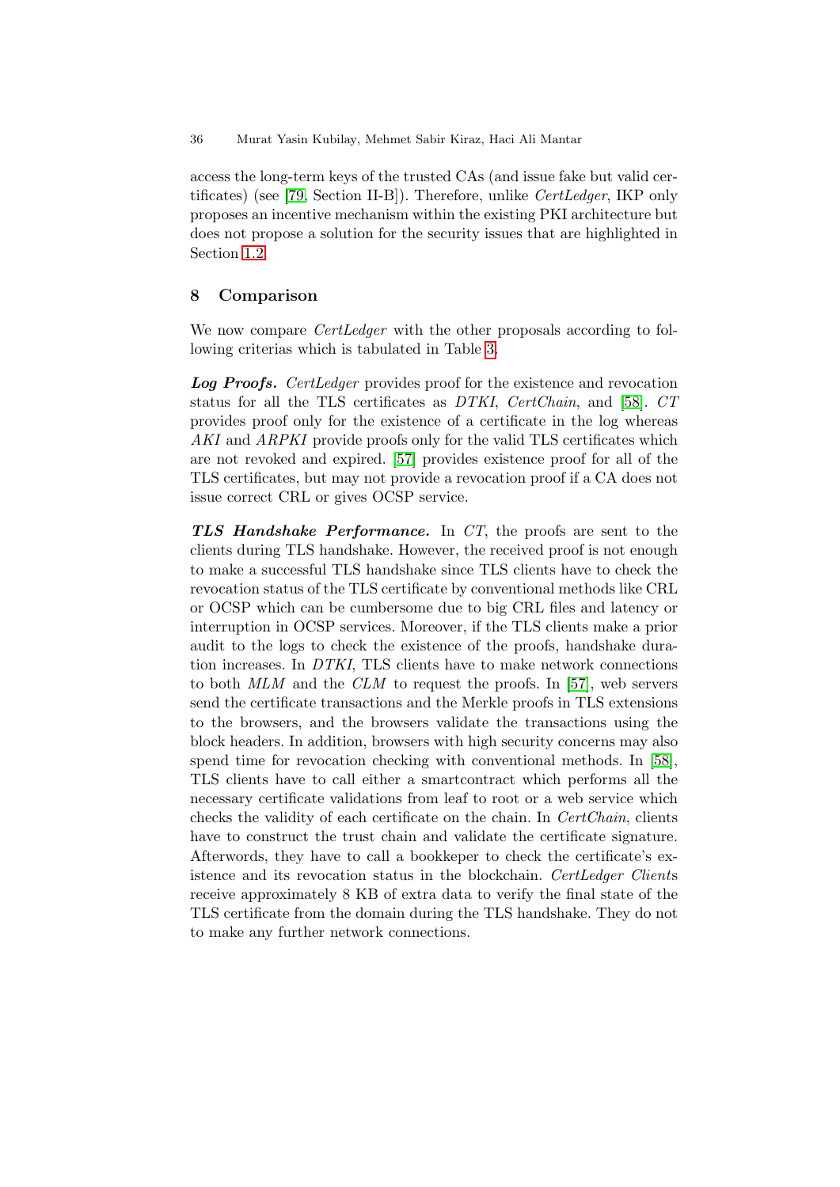access the long-term keys of the trusted CAs (and issue fake but valid certificates) (see [79, Section II-B]). Therefore, unlike *CertLedger*, IKP only proposes an incentive mechanism within the existing PKI architecture but does not propose a solution for the security issues that are highlighted in Section 1.2.

## 8 Comparison

We now compare *CertLedger* with the other proposals according to following criterias which is tabulated in Table 3.

***Log Proofs.*** *CertLedger* provides proof for the existence and revocation status for all the TLS certificates as *DTKI*, *CertChain*, and [58]. *CT* provides proof only for the existence of a certificate in the log whereas *AKI* and *ARPKI* provide proofs only for the valid TLS certificates which are not revoked and expired. [57] provides existence proof for all of the TLS certificates, but may not provide a revocation proof if a CA does not issue correct CRL or gives OCSP service.

***TLS Handshake Performance.*** In *CT*, the proofs are sent to the clients during TLS handshake. However, the received proof is not enough to make a successful TLS handshake since TLS clients have to check the revocation status of the TLS certificate by conventional methods like CRL or OCSP which can be cumbersome due to big CRL files and latency or interruption in OCSP services. Moreover, if the TLS clients make a prior audit to the logs to check the existence of the proofs, handshake duration increases. In *DTKI*, TLS clients have to make network connections to both *MLM* and the *CLM* to request the proofs. In [57], web servers send the certificate transactions and the Merkle proofs in TLS extensions to the browsers, and the browsers validate the transactions using the block headers. In addition, browsers with high security concerns may also spend time for revocation checking with conventional methods. In [58], TLS clients have to call either a smartcontract which performs all the necessary certificate validations from leaf to root or a web service which checks the validity of each certificate on the chain. In *CertChain*, clients have to construct the trust chain and validate the certificate signature. Afterwords, they have to call a bookkeper to check the certificate's existence and its revocation status in the blockchain. *CertLedger Client*s receive approximately 8 KB of extra data to verify the final state of the TLS certificate from the domain during the TLS handshake. They do not to make any further network connections.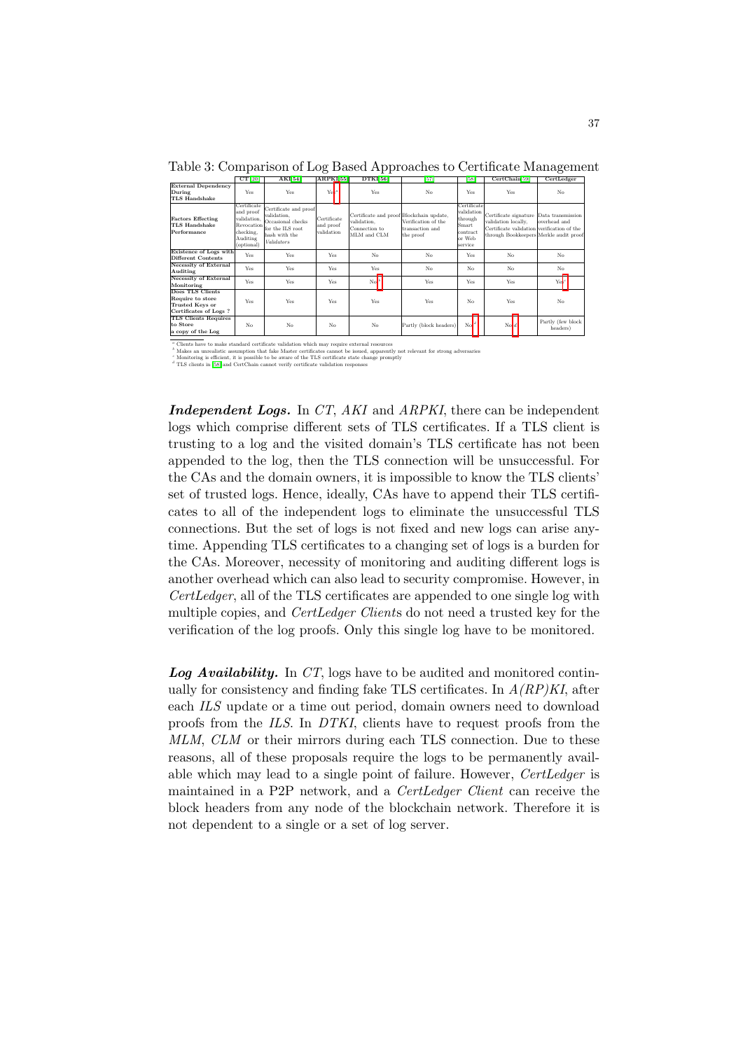Table 3: Comparison of Log Based Approaches to Certificate Management

|  | CT [20] | AKI [54] | ARPKI [55] | DTKI [56] | [57] | [58] | CertChain [59] | CertLedger |
|---|---|---|---|---|---|---|---|---|
| **External Dependency During TLS Handshake** | Yes | Yes | Yes [a] | Yes | No | Yes | Yes | No |
| **Factors Effecting TLS Handshake Performance** | Certificate and proof validation, Revocation checking, Auditing (optional) | Certificate and proof validation, Occasional checks for the ILS root hash with the *Validators* | Certificate and proof validation | Certificate and proof validation, Connection to MLM and CLM | Blockchain update, Verification of the transaction and the proof | Certificate validation through Smart contract or Web service | Certificate signature validation locally, Certificate validation through Bookkeepers | Data transmission overhead and verification of the Merkle audit proof |
| **Existence of Logs with Different Contents** | Yes | Yes | Yes | No | No | Yes | No | No |
| **Necessity of External Auditing** | Yes | Yes | Yes | Yes | No | No | No | No |
| **Necessity of External Monitoring** | Yes | Yes | Yes | No [b] | Yes | Yes | Yes | Yes [c] |
| **Does TLS Clients Require to store Trusted Keys or Certificates of Logs ?** | Yes | Yes | Yes | Yes | Yes | No | Yes | No |
| **TLS Clients Requires to Store a copy of the Log** | No | No | No | No | Partly (block headers) | No [d] | No [d] | Partly (few block headers) |

[a] Clients have to make standard certificate validation which may require external resources
[b] Makes an unrealistic assumption that fake Master certificates cannot be issued, apparently not relevant for strong adversaries
[c] Monitoring is efficient, it is possible to be aware of the TLS certificate state change promptly
[d] TLS clients in [58] and CertChain cannot verify certificate validation responses

***Independent Logs.*** In *CT*, *AKI* and *ARPKI*, there can be independent logs which comprise different sets of TLS certificates. If a TLS client is trusting to a log and the visited domain's TLS certificate has not been appended to the log, then the TLS connection will be unsuccessful. For the CAs and the domain owners, it is impossible to know the TLS clients' set of trusted logs. Hence, ideally, CAs have to append their TLS certificates to all of the independent logs to eliminate the unsuccessful TLS connections. But the set of logs is not fixed and new logs can arise anytime. Appending TLS certificates to a changing set of logs is a burden for the CAs. Moreover, necessity of monitoring and auditing different logs is another overhead which can also lead to security compromise. However, in *CertLedger*, all of the TLS certificates are appended to one single log with multiple copies, and *CertLedger Client*s do not need a trusted key for the verification of the log proofs. Only this single log have to be monitored.

***Log Availability.*** In *CT*, logs have to be audited and monitored continually for consistency and finding fake TLS certificates. In *A(RP)KI*, after each *ILS* update or a time out period, domain owners need to download proofs from the *ILS*. In *DTKI*, clients have to request proofs from the *MLM*, *CLM* or their mirrors during each TLS connection. Due to these reasons, all of these proposals require the logs to be permanently available which may lead to a single point of failure. However, *CertLedger* is maintained in a P2P network, and a *CertLedger Client* can receive the block headers from any node of the blockchain network. Therefore it is not dependent to a single or a set of log server.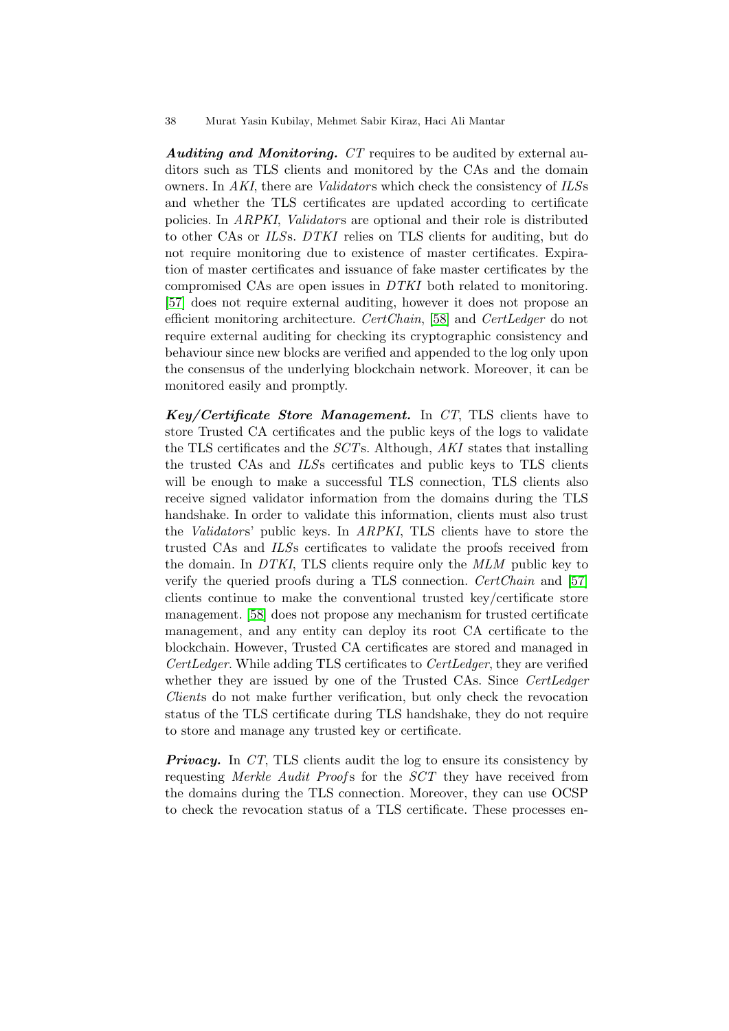***Auditing and Monitoring.*** *CT* requires to be audited by external auditors such as TLS clients and monitored by the CAs and the domain owners. In *AKI*, there are *Validator*s which check the consistency of *ILS*s and whether the TLS certificates are updated according to certificate policies. In *ARPKI*, *Validator*s are optional and their role is distributed to other CAs or *ILS*s. *DTKI* relies on TLS clients for auditing, but do not require monitoring due to existence of master certificates. Expiration of master certificates and issuance of fake master certificates by the compromised CAs are open issues in *DTKI* both related to monitoring. [57] does not require external auditing, however it does not propose an efficient monitoring architecture. *CertChain*, [58] and *CertLedger* do not require external auditing for checking its cryptographic consistency and behaviour since new blocks are verified and appended to the log only upon the consensus of the underlying blockchain network. Moreover, it can be monitored easily and promptly.

***Key/Certificate Store Management.*** In *CT*, TLS clients have to store Trusted CA certificates and the public keys of the logs to validate the TLS certificates and the *SCT*s. Although, *AKI* states that installing the trusted CAs and *ILS*s certificates and public keys to TLS clients will be enough to make a successful TLS connection, TLS clients also receive signed validator information from the domains during the TLS handshake. In order to validate this information, clients must also trust the *Validator*s' public keys. In *ARPKI*, TLS clients have to store the trusted CAs and *ILS*s certificates to validate the proofs received from the domain. In *DTKI*, TLS clients require only the *MLM* public key to verify the queried proofs during a TLS connection. *CertChain* and [57] clients continue to make the conventional trusted key/certificate store management. [58] does not propose any mechanism for trusted certificate management, and any entity can deploy its root CA certificate to the blockchain. However, Trusted CA certificates are stored and managed in *CertLedger*. While adding TLS certificates to *CertLedger*, they are verified whether they are issued by one of the Trusted CAs. Since *CertLedger Client*s do not make further verification, but only check the revocation status of the TLS certificate during TLS handshake, they do not require to store and manage any trusted key or certificate.

***Privacy.*** In *CT*, TLS clients audit the log to ensure its consistency by requesting *Merkle Audit Proof*s for the *SCT* they have received from the domains during the TLS connection. Moreover, they can use OCSP to check the revocation status of a TLS certificate. These processes en-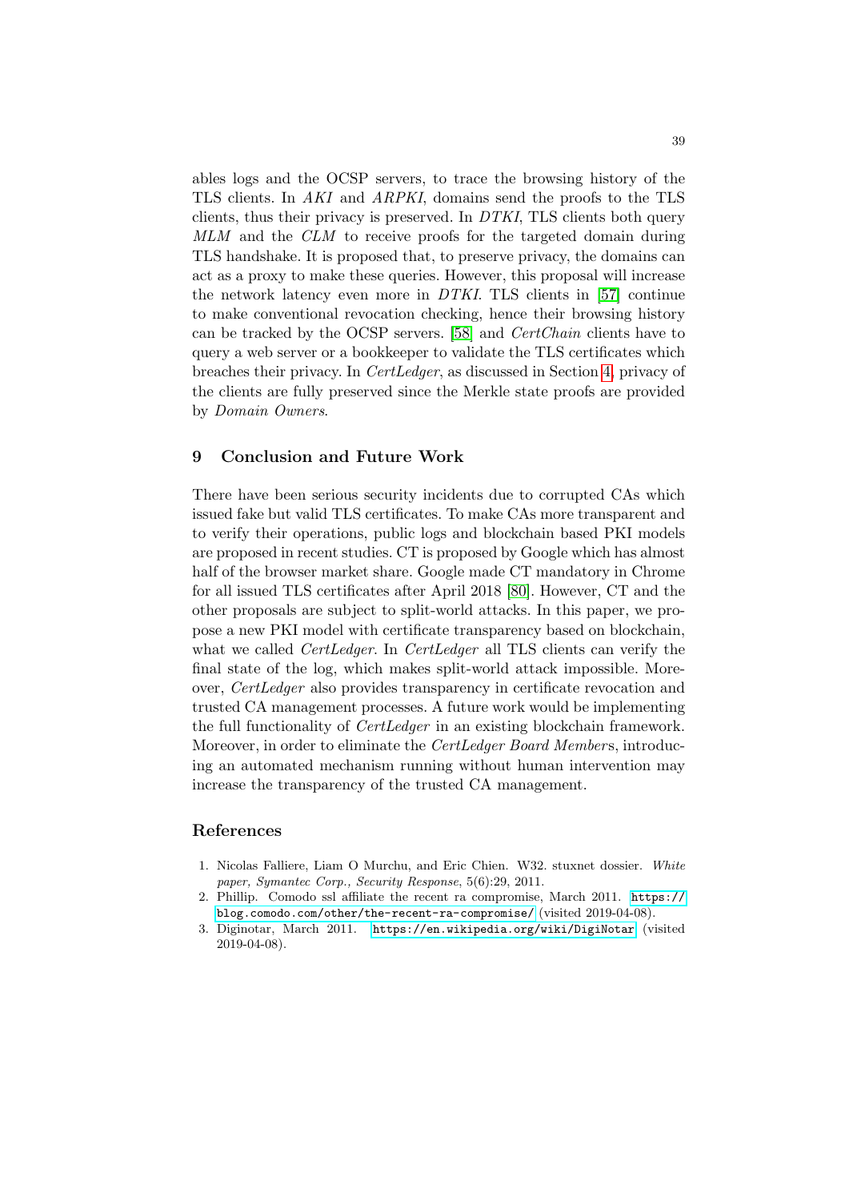ables logs and the OCSP servers, to trace the browsing history of the TLS clients. In *AKI* and *ARPKI*, domains send the proofs to the TLS clients, thus their privacy is preserved. In *DTKI*, TLS clients both query *MLM* and the *CLM* to receive proofs for the targeted domain during TLS handshake. It is proposed that, to preserve privacy, the domains can act as a proxy to make these queries. However, this proposal will increase the network latency even more in *DTKI*. TLS clients in [57] continue to make conventional revocation checking, hence their browsing history can be tracked by the OCSP servers. [58] and *CertChain* clients have to query a web server or a bookkeeper to validate the TLS certificates which breaches their privacy. In *CertLedger*, as discussed in Section 4, privacy of the clients are fully preserved since the Merkle state proofs are provided by *Domain Owners*.

## 9 Conclusion and Future Work

There have been serious security incidents due to corrupted CAs which issued fake but valid TLS certificates. To make CAs more transparent and to verify their operations, public logs and blockchain based PKI models are proposed in recent studies. CT is proposed by Google which has almost half of the browser market share. Google made CT mandatory in Chrome for all issued TLS certificates after April 2018 [80]. However, CT and the other proposals are subject to split-world attacks. In this paper, we propose a new PKI model with certificate transparency based on blockchain, what we called *CertLedger*. In *CertLedger* all TLS clients can verify the final state of the log, which makes split-world attack impossible. Moreover, *CertLedger* also provides transparency in certificate revocation and trusted CA management processes. A future work would be implementing the full functionality of *CertLedger* in an existing blockchain framework. Moreover, in order to eliminate the *CertLedger Board Member*s, introducing an automated mechanism running without human intervention may increase the transparency of the trusted CA management.

## References

1. Nicolas Falliere, Liam O Murchu, and Eric Chien. W32. stuxnet dossier. *White paper, Symantec Corp., Security Response*, 5(6):29, 2011.
2. Phillip. Comodo ssl affiliate the recent ra compromise, March 2011. https://blog.comodo.com/other/the-recent-ra-compromise/ (visited 2019-04-08).
3. Diginotar, March 2011. https://en.wikipedia.org/wiki/DigiNotar (visited 2019-04-08).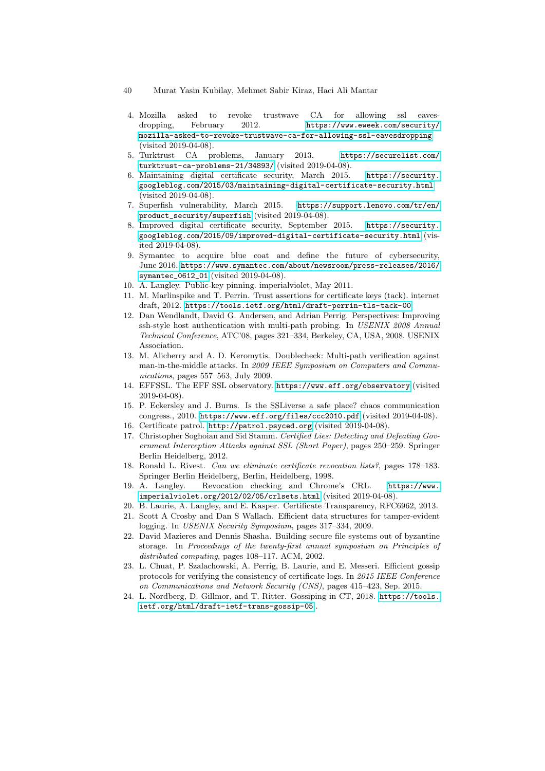4. Mozilla asked to revoke trustwave CA for allowing ssl eavesdropping, February 2012. https://www.eweek.com/security/mozilla-asked-to-revoke-trustwave-ca-for-allowing-ssl-eavesdropping (visited 2019-04-08).
5. Turktrust CA problems, January 2013. https://securelist.com/turktrust-ca-problems-21/34893/ (visited 2019-04-08).
6. Maintaining digital certificate security, March 2015. https://security.googleblog.com/2015/03/maintaining-digital-certificate-security.html (visited 2019-04-08).
7. Superfish vulnerability, March 2015. https://support.lenovo.com/tr/en/product_security/superfish (visited 2019-04-08).
8. Improved digital certificate security, September 2015. https://security.googleblog.com/2015/09/improved-digital-certificate-security.html (visited 2019-04-08).
9. Symantec to acquire blue coat and define the future of cybersecurity, June 2016. https://www.symantec.com/about/newsroom/press-releases/2016/symantec_0612_01 (visited 2019-04-08).
10. A. Langley. Public-key pinning. imperialviolet, May 2011.
11. M. Marlinspike and T. Perrin. Trust assertions for certificate keys (tack). internet draft, 2012. https://tools.ietf.org/html/draft-perrin-tls-tack-00.
12. Dan Wendlandt, David G. Andersen, and Adrian Perrig. Perspectives: Improving ssh-style host authentication with multi-path probing. In *USENIX 2008 Annual Technical Conference*, ATC'08, pages 321–334, Berkeley, CA, USA, 2008. USENIX Association.
13. M. Alicherry and A. D. Keromytis. Doublecheck: Multi-path verification against man-in-the-middle attacks. In *2009 IEEE Symposium on Computers and Communications*, pages 557–563, July 2009.
14. EFFSSL. The EFF SSL observatory. https://www.eff.org/observatory (visited 2019-04-08).
15. P. Eckersley and J. Burns. Is the SSLiverse a safe place? chaos communication congress., 2010. https://www.eff.org/files/ccc2010.pdf (visited 2019-04-08).
16. Certificate patrol. http://patrol.psyced.org (visited 2019-04-08).
17. Christopher Soghoian and Sid Stamm. *Certified Lies: Detecting and Defeating Government Interception Attacks against SSL (Short Paper)*, pages 250–259. Springer Berlin Heidelberg, 2012.
18. Ronald L. Rivest. *Can we eliminate certificate revocation lists?*, pages 178–183. Springer Berlin Heidelberg, Berlin, Heidelberg, 1998.
19. A. Langley. Revocation checking and Chrome's CRL. https://www.imperialviolet.org/2012/02/05/crlsets.html (visited 2019-04-08).
20. B. Laurie, A. Langley, and E. Kasper. Certificate Transparency, RFC6962, 2013.
21. Scott A Crosby and Dan S Wallach. Efficient data structures for tamper-evident logging. In *USENIX Security Symposium*, pages 317–334, 2009.
22. David Mazieres and Dennis Shasha. Building secure file systems out of byzantine storage. In *Proceedings of the twenty-first annual symposium on Principles of distributed computing*, pages 108–117. ACM, 2002.
23. L. Chuat, P. Szalachowski, A. Perrig, B. Laurie, and E. Messeri. Efficient gossip protocols for verifying the consistency of certificate logs. In *2015 IEEE Conference on Communications and Network Security (CNS)*, pages 415–423, Sep. 2015.
24. L. Nordberg, D. Gillmor, and T. Ritter. Gossiping in CT, 2018. https://tools.ietf.org/html/draft-ietf-trans-gossip-05.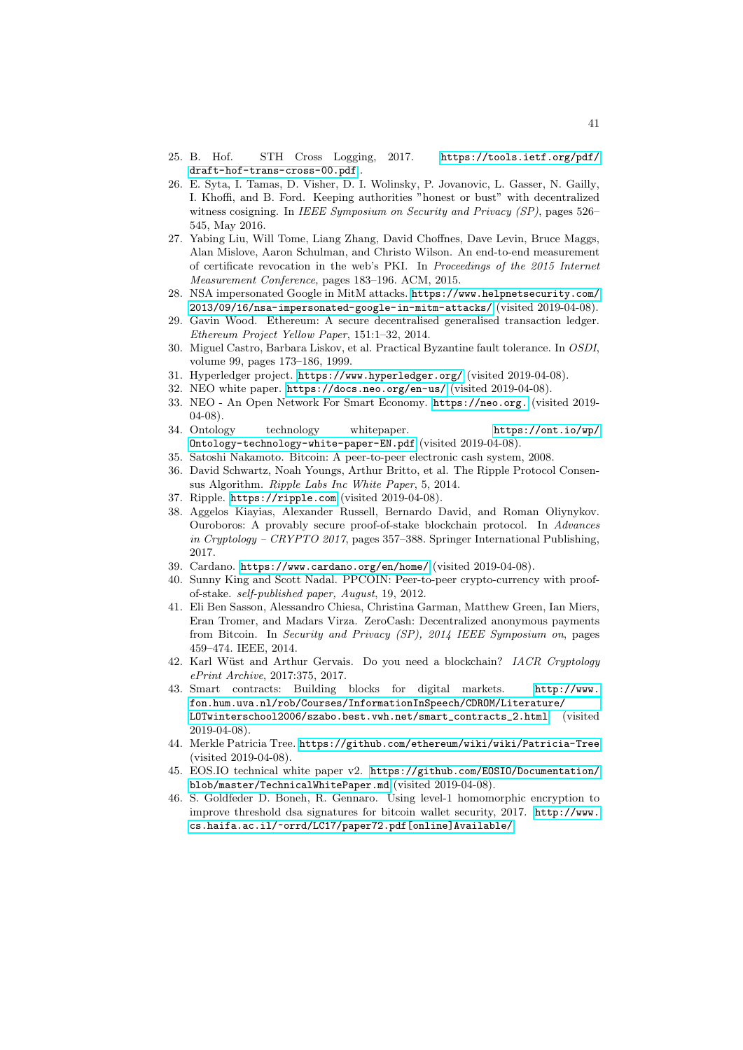25. B. Hof. STH Cross Logging, 2017. https://tools.ietf.org/pdf/draft-hof-trans-cross-00.pdf.
26. E. Syta, I. Tamas, D. Visher, D. I. Wolinsky, P. Jovanovic, L. Gasser, N. Gailly, I. Khoffi, and B. Ford. Keeping authorities "honest or bust" with decentralized witness cosigning. In *IEEE Symposium on Security and Privacy (SP)*, pages 526–545, May 2016.
27. Yabing Liu, Will Tome, Liang Zhang, David Choffnes, Dave Levin, Bruce Maggs, Alan Mislove, Aaron Schulman, and Christo Wilson. An end-to-end measurement of certificate revocation in the web's PKI. In *Proceedings of the 2015 Internet Measurement Conference*, pages 183–196. ACM, 2015.
28. NSA impersonated Google in MitM attacks. https://www.helpnetsecurity.com/2013/09/16/nsa-impersonated-google-in-mitm-attacks/ (visited 2019-04-08).
29. Gavin Wood. Ethereum: A secure decentralised generalised transaction ledger. *Ethereum Project Yellow Paper*, 151:1–32, 2014.
30. Miguel Castro, Barbara Liskov, et al. Practical Byzantine fault tolerance. In *OSDI*, volume 99, pages 173–186, 1999.
31. Hyperledger project. https://www.hyperledger.org/ (visited 2019-04-08).
32. NEO white paper. https://docs.neo.org/en-us/ (visited 2019-04-08).
33. NEO - An Open Network For Smart Economy. https://neo.org. (visited 2019-04-08).
34. Ontology technology whitepaper. https://ont.io/wp/Ontology-technology-white-paper-EN.pdf (visited 2019-04-08).
35. Satoshi Nakamoto. Bitcoin: A peer-to-peer electronic cash system, 2008.
36. David Schwartz, Noah Youngs, Arthur Britto, et al. The Ripple Protocol Consensus Algorithm. *Ripple Labs Inc White Paper*, 5, 2014.
37. Ripple. https://ripple.com (visited 2019-04-08).
38. Aggelos Kiayias, Alexander Russell, Bernardo David, and Roman Oliynykov. Ouroboros: A provably secure proof-of-stake blockchain protocol. In *Advances in Cryptology – CRYPTO 2017*, pages 357–388. Springer International Publishing, 2017.
39. Cardano. https://www.cardano.org/en/home/ (visited 2019-04-08).
40. Sunny King and Scott Nadal. PPCOIN: Peer-to-peer crypto-currency with proof-of-stake. *self-published paper, August*, 19, 2012.
41. Eli Ben Sasson, Alessandro Chiesa, Christina Garman, Matthew Green, Ian Miers, Eran Tromer, and Madars Virza. ZeroCash: Decentralized anonymous payments from Bitcoin. In *Security and Privacy (SP), 2014 IEEE Symposium on*, pages 459–474. IEEE, 2014.
42. Karl Wüst and Arthur Gervais. Do you need a blockchain? *IACR Cryptology ePrint Archive*, 2017:375, 2017.
43. Smart contracts: Building blocks for digital markets. http://www.fon.hum.uva.nl/rob/Courses/InformationInSpeech/CDROM/Literature/LOTwinterschool2006/szabo.best.vwh.net/smart_contracts_2.html (visited 2019-04-08).
44. Merkle Patricia Tree. https://github.com/ethereum/wiki/wiki/Patricia-Tree (visited 2019-04-08).
45. EOS.IO technical white paper v2. https://github.com/EOSIO/Documentation/blob/master/TechnicalWhitePaper.md (visited 2019-04-08).
46. S. Goldfeder D. Boneh, R. Gennaro. Using level-1 homomorphic encryption to improve threshold dsa signatures for bitcoin wallet security, 2017. http://www.cs.haifa.ac.il/~orrd/LC17/paper72.pdf[online]Available/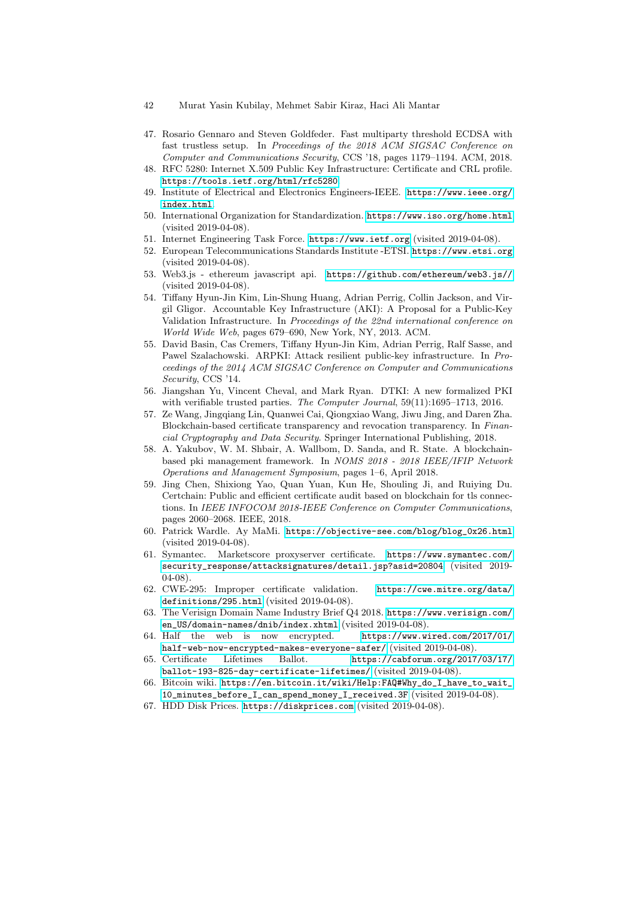47. Rosario Gennaro and Steven Goldfeder. Fast multiparty threshold ECDSA with fast trustless setup. In *Proceedings of the 2018 ACM SIGSAC Conference on Computer and Communications Security*, CCS '18, pages 1179–1194. ACM, 2018.
48. RFC 5280: Internet X.509 Public Key Infrastructure: Certificate and CRL profile. https://tools.ietf.org/html/rfc5280.
49. Institute of Electrical and Electronics Engineers-IEEE. https://www.ieee.org/index.html.
50. International Organization for Standardization. https://www.iso.org/home.html (visited 2019-04-08).
51. Internet Engineering Task Force. https://www.ietf.org (visited 2019-04-08).
52. European Telecommunications Standards Institute -ETSI. https://www.etsi.org (visited 2019-04-08).
53. Web3.js - ethereum javascript api. https://github.com/ethereum/web3.js// (visited 2019-04-08).
54. Tiffany Hyun-Jin Kim, Lin-Shung Huang, Adrian Perrig, Collin Jackson, and Virgil Gligor. Accountable Key Infrastructure (AKI): A Proposal for a Public-Key Validation Infrastructure. In *Proceedings of the 22nd international conference on World Wide Web*, pages 679–690, New York, NY, 2013. ACM.
55. David Basin, Cas Cremers, Tiffany Hyun-Jin Kim, Adrian Perrig, Ralf Sasse, and Pawel Szalachowski. ARPKI: Attack resilient public-key infrastructure. In *Proceedings of the 2014 ACM SIGSAC Conference on Computer and Communications Security*, CCS '14.
56. Jiangshan Yu, Vincent Cheval, and Mark Ryan. DTKI: A new formalized PKI with verifiable trusted parties. *The Computer Journal*, 59(11):1695–1713, 2016.
57. Ze Wang, Jingqiang Lin, Quanwei Cai, Qiongxiao Wang, Jiwu Jing, and Daren Zha. Blockchain-based certificate transparency and revocation transparency. In *Financial Cryptography and Data Security*. Springer International Publishing, 2018.
58. A. Yakubov, W. M. Shbair, A. Wallbom, D. Sanda, and R. State. A blockchain-based pki management framework. In *NOMS 2018 - 2018 IEEE/IFIP Network Operations and Management Symposium*, pages 1–6, April 2018.
59. Jing Chen, Shixiong Yao, Quan Yuan, Kun He, Shouling Ji, and Ruiying Du. Certchain: Public and efficient certificate audit based on blockchain for tls connections. In *IEEE INFOCOM 2018-IEEE Conference on Computer Communications*, pages 2060–2068. IEEE, 2018.
60. Patrick Wardle. Ay MaMi. https://objective-see.com/blog/blog_0x26.html (visited 2019-04-08).
61. Symantec. Marketscore proxyserver certificate. https://www.symantec.com/security_response/attacksignatures/detail.jsp?asid=20804 (visited 2019-04-08).
62. CWE-295: Improper certificate validation. https://cwe.mitre.org/data/definitions/295.html (visited 2019-04-08).
63. The Verisign Domain Name Industry Brief Q4 2018. https://www.verisign.com/en_US/domain-names/dnib/index.xhtml (visited 2019-04-08).
64. Half the web is now encrypted. https://www.wired.com/2017/01/half-web-now-encrypted-makes-everyone-safer/ (visited 2019-04-08).
65. Certificate Lifetimes Ballot. https://cabforum.org/2017/03/17/ballot-193-825-day-certificate-lifetimes/ (visited 2019-04-08).
66. Bitcoin wiki. https://en.bitcoin.it/wiki/Help:FAQ#Why_do_I_have_to_wait_10_minutes_before_I_can_spend_money_I_received.3F (visited 2019-04-08).
67. HDD Disk Prices. https://diskprices.com (visited 2019-04-08).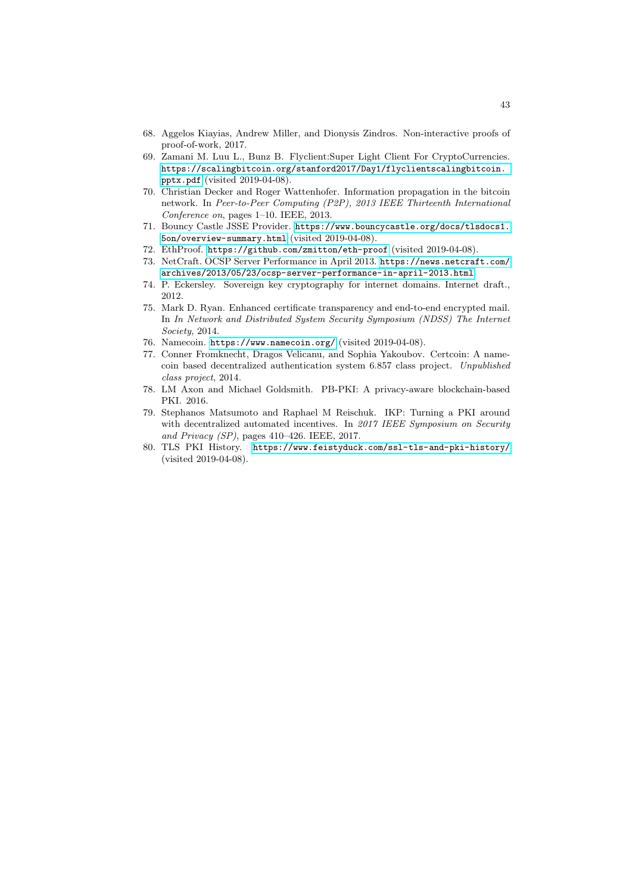68. Aggelos Kiayias, Andrew Miller, and Dionysis Zindros. Non-interactive proofs of proof-of-work, 2017.
69. Zamani M. Luu L., Bunz B. Flyclient:Super Light Client For CryptoCurrencies. https://scalingbitcoin.org/stanford2017/Day1/flyclientscalingbitcoin.pptx.pdf (visited 2019-04-08).
70. Christian Decker and Roger Wattenhofer. Information propagation in the bitcoin network. In *Peer-to-Peer Computing (P2P), 2013 IEEE Thirteenth International Conference on*, pages 1–10. IEEE, 2013.
71. Bouncy Castle JSSE Provider. https://www.bouncycastle.org/docs/tlsdocs1.5on/overview-summary.html (visited 2019-04-08).
72. EthProof. https://github.com/zmitton/eth-proof (visited 2019-04-08).
73. NetCraft. OCSP Server Performance in April 2013. https://news.netcraft.com/archives/2013/05/23/ocsp-server-performance-in-april-2013.html
74. P. Eckersley. Sovereign key cryptography for internet domains. Internet draft., 2012.
75. Mark D. Ryan. Enhanced certificate transparency and end-to-end encrypted mail. In *In Network and Distributed System Security Symposium (NDSS) The Internet Society*, 2014.
76. Namecoin. https://www.namecoin.org/ (visited 2019-04-08).
77. Conner Fromknecht, Dragos Velicanu, and Sophia Yakoubov. Certcoin: A namecoin based decentralized authentication system 6.857 class project. *Unpublished class project*, 2014.
78. LM Axon and Michael Goldsmith. PB-PKI: A privacy-aware blockchain-based PKI. 2016.
79. Stephanos Matsumoto and Raphael M Reischuk. IKP: Turning a PKI around with decentralized automated incentives. In *2017 IEEE Symposium on Security and Privacy (SP)*, pages 410–426. IEEE, 2017.
80. TLS PKI History. https://www.feistyduck.com/ssl-tls-and-pki-history/ (visited 2019-04-08).